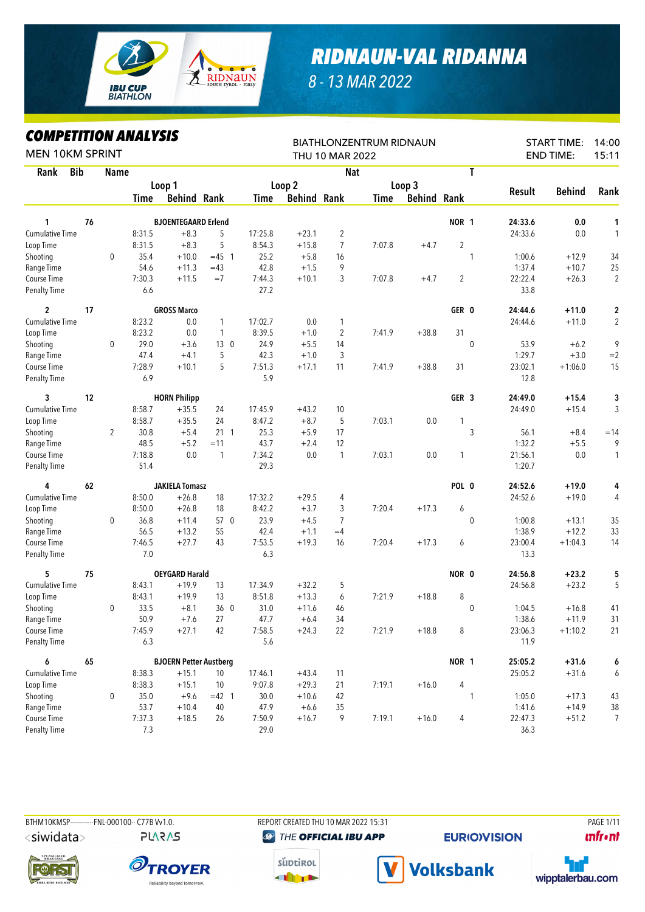# RIDNAUN-VAL RIDANNA

8 - 13 MAR 2022

## COMPETITION ANALYSIS

MEN 10KM SPRINT

BIATHLONZENTRUM RIDNAUN
THU 10 MAR 2022

START TIME: 14:00
END TIME: 15:11

| Rank | Bib | Name | | Loop 1 | | | | Loop 2 | | | Loop 3 | | | Nat | T | Result | Behind | Rank |
|---|---|---|---|---|---|---|---|---|---|---|---|---|---|---|---|---|---|---|
| | | | | Time | Behind | Rank | | Time | Behind | Rank | Time | Behind | Rank | | | | | |
| 1 | 76 | BJOENTEGAARD Erlend | | | | | | | | | | | | NOR | 1 | 24:33.6 | 0.0 | 1 |
| Cumulative Time | | | | 8:31.5 | +8.3 | 5 | | 17:25.8 | +23.1 | 2 | | | | | | 24:33.6 | 0.0 | 1 |
| Loop Time | | | | 8:31.5 | +8.3 | 5 | | 8:54.3 | +15.8 | 7 | 7:07.8 | +4.7 | 2 | | | | | |
| Shooting | | | 0 | 35.4 | +10.0 | =45 | 1 | 25.2 | +5.8 | 16 | | | | | 1 | 1:00.6 | +12.9 | 34 |
| Range Time | | | | 54.6 | +11.3 | =43 | | 42.8 | +1.5 | 9 | | | | | | 1:37.4 | +10.7 | 25 |
| Course Time | | | | 7:30.3 | +11.5 | =7 | | 7:44.3 | +10.1 | 3 | 7:07.8 | +4.7 | 2 | | | 22:22.4 | +26.3 | 2 |
| Penalty Time | | | | 6.6 | | | | 27.2 | | | | | | | | 33.8 | | |
| 2 | 17 | GROSS Marco | | | | | | | | | | | | GER | 0 | 24:44.6 | +11.0 | 2 |
| Cumulative Time | | | | 8:23.2 | 0.0 | 1 | | 17:02.7 | 0.0 | 1 | | | | | | 24:44.6 | +11.0 | 2 |
| Loop Time | | | | 8:23.2 | 0.0 | 1 | | 8:39.5 | +1.0 | 2 | 7:41.9 | +38.8 | 31 | | | | | |
| Shooting | | | 0 | 29.0 | +3.6 | 13 | 0 | 24.9 | +5.5 | 14 | | | | | 0 | 53.9 | +6.2 | 9 |
| Range Time | | | | 47.4 | +4.1 | 5 | | 42.3 | +1.0 | 3 | | | | | | 1:29.7 | +3.0 | =2 |
| Course Time | | | | 7:28.9 | +10.1 | 5 | | 7:51.3 | +17.1 | 11 | 7:41.9 | +38.8 | 31 | | | 23:02.1 | +1:06.0 | 15 |
| Penalty Time | | | | 6.9 | | | | 5.9 | | | | | | | | 12.8 | | |
| 3 | 12 | HORN Philipp | | | | | | | | | | | | GER | 3 | 24:49.0 | +15.4 | 3 |
| Cumulative Time | | | | 8:58.7 | +35.5 | 24 | | 17:45.9 | +43.2 | 10 | | | | | | 24:49.0 | +15.4 | 3 |
| Loop Time | | | | 8:58.7 | +35.5 | 24 | | 8:47.2 | +8.7 | 5 | 7:03.1 | 0.0 | 1 | | | | | |
| Shooting | | | 2 | 30.8 | +5.4 | 21 | 1 | 25.3 | +5.9 | 17 | | | | | 3 | 56.1 | +8.4 | =14 |
| Range Time | | | | 48.5 | +5.2 | =11 | | 43.7 | +2.4 | 12 | | | | | | 1:32.2 | +5.5 | 9 |
| Course Time | | | | 7:18.8 | 0.0 | 1 | | 7:34.2 | 0.0 | 1 | 7:03.1 | 0.0 | 1 | | | 21:56.1 | 0.0 | 1 |
| Penalty Time | | | | 51.4 | | | | 29.3 | | | | | | | | 1:20.7 | | |
| 4 | 62 | JAKIELA Tomasz | | | | | | | | | | | | POL | 0 | 24:52.6 | +19.0 | 4 |
| Cumulative Time | | | | 8:50.0 | +26.8 | 18 | | 17:32.2 | +29.5 | 4 | | | | | | 24:52.6 | +19.0 | 4 |
| Loop Time | | | | 8:50.0 | +26.8 | 18 | | 8:42.2 | +3.7 | 3 | 7:20.4 | +17.3 | 6 | | | | | |
| Shooting | | | 0 | 36.8 | +11.4 | 57 | 0 | 23.9 | +4.5 | 7 | | | | | 0 | 1:00.8 | +13.1 | 35 |
| Range Time | | | | 56.5 | +13.2 | 55 | | 42.4 | +1.1 | =4 | | | | | | 1:38.9 | +12.2 | 33 |
| Course Time | | | | 7:46.5 | +27.7 | 43 | | 7:53.5 | +19.3 | 16 | 7:20.4 | +17.3 | 6 | | | 23:00.4 | +1:04.3 | 14 |
| Penalty Time | | | | 7.0 | | | | 6.3 | | | | | | | | 13.3 | | |
| 5 | 75 | OEYGARD Harald | | | | | | | | | | | | NOR | 0 | 24:56.8 | +23.2 | 5 |
| Cumulative Time | | | | 8:43.1 | +19.9 | 13 | | 17:34.9 | +32.2 | 5 | | | | | | 24:56.8 | +23.2 | 5 |
| Loop Time | | | | 8:43.1 | +19.9 | 13 | | 8:51.8 | +13.3 | 6 | 7:21.9 | +18.8 | 8 | | | | | |
| Shooting | | | 0 | 33.5 | +8.1 | 36 | 0 | 31.0 | +11.6 | 46 | | | | | 0 | 1:04.5 | +16.8 | 41 |
| Range Time | | | | 50.9 | +7.6 | 27 | | 47.7 | +6.4 | 34 | | | | | | 1:38.6 | +11.9 | 31 |
| Course Time | | | | 7:45.9 | +27.1 | 42 | | 7:58.5 | +24.3 | 22 | 7:21.9 | +18.8 | 8 | | | 23:06.3 | +1:10.2 | 21 |
| Penalty Time | | | | 6.3 | | | | 5.6 | | | | | | | | 11.9 | | |
| 6 | 65 | BJOERN Petter Austberg | | | | | | | | | | | | NOR | 1 | 25:05.2 | +31.6 | 6 |
| Cumulative Time | | | | 8:38.3 | +15.1 | 10 | | 17:46.1 | +43.4 | 11 | | | | | | 25:05.2 | +31.6 | 6 |
| Loop Time | | | | 8:38.3 | +15.1 | 10 | | 9:07.8 | +29.3 | 21 | 7:19.1 | +16.0 | 4 | | | | | |
| Shooting | | | 0 | 35.0 | +9.6 | =42 | 1 | 30.0 | +10.6 | 42 | | | | | 1 | 1:05.0 | +17.3 | 43 |
| Range Time | | | | 53.7 | +10.4 | 40 | | 47.9 | +6.6 | 35 | | | | | | 1:41.6 | +14.9 | 38 |
| Course Time | | | | 7:37.3 | +18.5 | 26 | | 7:50.9 | +16.7 | 9 | 7:19.1 | +16.0 | 4 | | | 22:47.3 | +51.2 | 7 |
| Penalty Time | | | | 7.3 | | | | 29.0 | | | | | | | | 36.3 | | |

BTHM10KMSP-----------FNL-000100-- C77B Vv1.0. REPORT CREATED THU 10 MAR 2022 15:31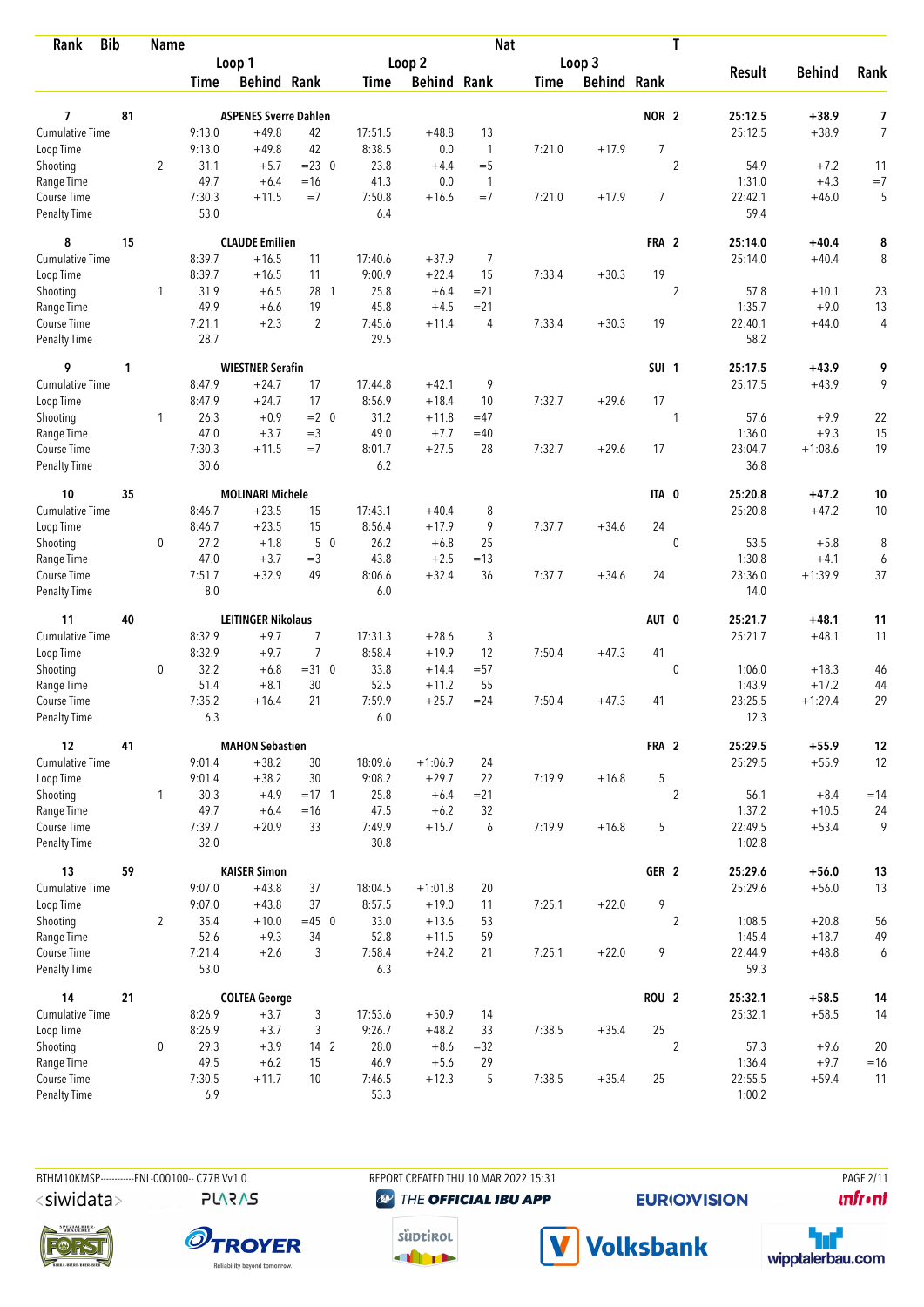| Rank | Bib | Name | | | | | | | Nat | | | T | | | |
|---|---|---|---|---|---|---|---|---|---|---|---|---|---|---|---|
| | | | Loop 1 | | | Loop 2 | | | Loop 3 | | | | Result | Behind | Rank |
| | | | Time | Behind | Rank | Time | Behind | Rank | Time | Behind | Rank | | | | |
| **7** | **81** | **ASPENES Sverre Dahlen** | | | | | | | | | | **NOR 2** | **25:12.5** | **+38.9** | **7** |
| Cumulative Time | | | 9:13.0 | +49.8 | 42 | 17:51.5 | +48.8 | 13 | | | | | 25:12.5 | +38.9 | 7 |
| Loop Time | | | 9:13.0 | +49.8 | 42 | 8:38.5 | 0.0 | 1 | 7:21.0 | +17.9 | 7 | | | | |
| Shooting | | 2 | 31.1 | +5.7 | =23 0 | 23.8 | +4.4 | =5 | | | | 2 | 54.9 | +7.2 | 11 |
| Range Time | | | 49.7 | +6.4 | =16 | 41.3 | 0.0 | 1 | | | | | 1:31.0 | +4.3 | =7 |
| Course Time | | | 7:30.3 | +11.5 | =7 | 7:50.8 | +16.6 | =7 | 7:21.0 | +17.9 | 7 | | 22:42.1 | +46.0 | 5 |
| Penalty Time | | | 53.0 | | | 6.4 | | | | | | | 59.4 | | |
| **8** | **15** | **CLAUDE Emilien** | | | | | | | | | | **FRA 2** | **25:14.0** | **+40.4** | **8** |
| Cumulative Time | | | 8:39.7 | +16.5 | 11 | 17:40.6 | +37.9 | 7 | | | | | 25:14.0 | +40.4 | 8 |
| Loop Time | | | 8:39.7 | +16.5 | 11 | 9:00.9 | +22.4 | 15 | 7:33.4 | +30.3 | 19 | | | | |
| Shooting | | 1 | 31.9 | +6.5 | 28 1 | 25.8 | +6.4 | =21 | | | | 2 | 57.8 | +10.1 | 23 |
| Range Time | | | 49.9 | +6.6 | 19 | 45.8 | +4.5 | =21 | | | | | 1:35.7 | +9.0 | 13 |
| Course Time | | | 7:21.1 | +2.3 | 2 | 7:45.6 | +11.4 | 4 | 7:33.4 | +30.3 | 19 | | 22:40.1 | +44.0 | 4 |
| Penalty Time | | | 28.7 | | | 29.5 | | | | | | | 58.2 | | |
| **9** | **1** | **WIESTNER Serafin** | | | | | | | | | | **SUI 1** | **25:17.5** | **+43.9** | **9** |
| Cumulative Time | | | 8:47.9 | +24.7 | 17 | 17:44.8 | +42.1 | 9 | | | | | 25:17.5 | +43.9 | 9 |
| Loop Time | | | 8:47.9 | +24.7 | 17 | 8:56.9 | +18.4 | 10 | 7:32.7 | +29.6 | 17 | | | | |
| Shooting | | 1 | 26.3 | +0.9 | =2 0 | 31.2 | +11.8 | =47 | | | | 1 | 57.6 | +9.9 | 22 |
| Range Time | | | 47.0 | +3.7 | =3 | 49.0 | +7.7 | =40 | | | | | 1:36.0 | +9.3 | 15 |
| Course Time | | | 7:30.3 | +11.5 | =7 | 8:01.7 | +27.5 | 28 | 7:32.7 | +29.6 | 17 | | 23:04.7 | +1:08.6 | 19 |
| Penalty Time | | | 30.6 | | | 6.2 | | | | | | | 36.8 | | |
| **10** | **35** | **MOLINARI Michele** | | | | | | | | | | **ITA 0** | **25:20.8** | **+47.2** | **10** |
| Cumulative Time | | | 8:46.7 | +23.5 | 15 | 17:43.1 | +40.4 | 8 | | | | | 25:20.8 | +47.2 | 10 |
| Loop Time | | | 8:46.7 | +23.5 | 15 | 8:56.4 | +17.9 | 9 | 7:37.7 | +34.6 | 24 | | | | |
| Shooting | | 0 | 27.2 | +1.8 | 5 0 | 26.2 | +6.8 | 25 | | | | 0 | 53.5 | +5.8 | 8 |
| Range Time | | | 47.0 | +3.7 | =3 | 43.8 | +2.5 | =13 | | | | | 1:30.8 | +4.1 | 6 |
| Course Time | | | 7:51.7 | +32.9 | 49 | 8:06.6 | +32.4 | 36 | 7:37.7 | +34.6 | 24 | | 23:36.0 | +1:39.9 | 37 |
| Penalty Time | | | 8.0 | | | 6.0 | | | | | | | 14.0 | | |
| **11** | **40** | **LEITINGER Nikolaus** | | | | | | | | | | **AUT 0** | **25:21.7** | **+48.1** | **11** |
| Cumulative Time | | | 8:32.9 | +9.7 | 7 | 17:31.3 | +28.6 | 3 | | | | | 25:21.7 | +48.1 | 11 |
| Loop Time | | | 8:32.9 | +9.7 | 7 | 8:58.4 | +19.9 | 12 | 7:50.4 | +47.3 | 41 | | | | |
| Shooting | | 0 | 32.2 | +6.8 | =31 0 | 33.8 | +14.4 | =57 | | | | 0 | 1:06.0 | +18.3 | 46 |
| Range Time | | | 51.4 | +8.1 | 30 | 52.5 | +11.2 | 55 | | | | | 1:43.9 | +17.2 | 44 |
| Course Time | | | 7:35.2 | +16.4 | 21 | 7:59.9 | +25.7 | =24 | 7:50.4 | +47.3 | 41 | | 23:25.5 | +1:29.4 | 29 |
| Penalty Time | | | 6.3 | | | 6.0 | | | | | | | 12.3 | | |
| **12** | **41** | **MAHON Sebastien** | | | | | | | | | | **FRA 2** | **25:29.5** | **+55.9** | **12** |
| Cumulative Time | | | 9:01.4 | +38.2 | 30 | 18:09.6 | +1:06.9 | 24 | | | | | 25:29.5 | +55.9 | 12 |
| Loop Time | | | 9:01.4 | +38.2 | 30 | 9:08.2 | +29.7 | 22 | 7:19.9 | +16.8 | 5 | | | | |
| Shooting | | 1 | 30.3 | +4.9 | =17 1 | 25.8 | +6.4 | =21 | | | | 2 | 56.1 | +8.4 | =14 |
| Range Time | | | 49.7 | +6.4 | =16 | 47.5 | +6.2 | 32 | | | | | 1:37.2 | +10.5 | 24 |
| Course Time | | | 7:39.7 | +20.9 | 33 | 7:49.9 | +15.7 | 6 | 7:19.9 | +16.8 | 5 | | 22:49.5 | +53.4 | 9 |
| Penalty Time | | | 32.0 | | | 30.8 | | | | | | | 1:02.8 | | |
| **13** | **59** | **KAISER Simon** | | | | | | | | | | **GER 2** | **25:29.6** | **+56.0** | **13** |
| Cumulative Time | | | 9:07.0 | +43.8 | 37 | 18:04.5 | +1:01.8 | 20 | | | | | 25:29.6 | +56.0 | 13 |
| Loop Time | | | 9:07.0 | +43.8 | 37 | 8:57.5 | +19.0 | 11 | 7:25.1 | +22.0 | 9 | | | | |
| Shooting | | 2 | 35.4 | +10.0 | =45 0 | 33.0 | +13.6 | 53 | | | | 2 | 1:08.5 | +20.8 | 56 |
| Range Time | | | 52.6 | +9.3 | 34 | 52.8 | +11.5 | 59 | | | | | 1:45.4 | +18.7 | 49 |
| Course Time | | | 7:21.4 | +2.6 | 3 | 7:58.4 | +24.2 | 21 | 7:25.1 | +22.0 | 9 | | 22:44.9 | +48.8 | 6 |
| Penalty Time | | | 53.0 | | | 6.3 | | | | | | | 59.3 | | |
| **14** | **21** | **COLTEA George** | | | | | | | | | | **ROU 2** | **25:32.1** | **+58.5** | **14** |
| Cumulative Time | | | 8:26.9 | +3.7 | 3 | 17:53.6 | +50.9 | 14 | | | | | 25:32.1 | +58.5 | 14 |
| Loop Time | | | 8:26.9 | +3.7 | 3 | 9:26.7 | +48.2 | 33 | 7:38.5 | +35.4 | 25 | | | | |
| Shooting | | 0 | 29.3 | +3.9 | 14 2 | 28.0 | +8.6 | =32 | | | | 2 | 57.3 | +9.6 | 20 |
| Range Time | | | 49.5 | +6.2 | 15 | 46.9 | +5.6 | 29 | | | | | 1:36.4 | +9.7 | =16 |
| Course Time | | | 7:30.5 | +11.7 | 10 | 7:46.5 | +12.3 | 5 | 7:38.5 | +35.4 | 25 | | 22:55.5 | +59.4 | 11 |
| Penalty Time | | | 6.9 | | | 53.3 | | | | | | | 1:00.2 | | |

BTHM10KMSP-----------FNL-000100-- C77B Vv1.0. REPORT CREATED THU 10 MAR 2022 15:31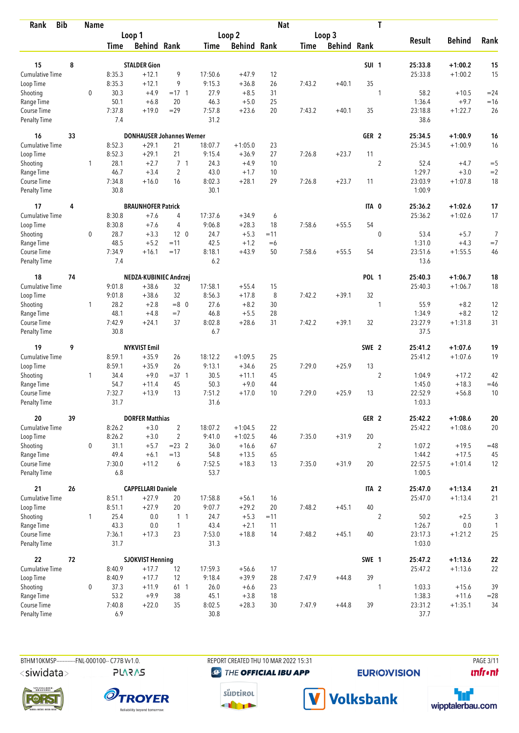| Rank | Bib | Name | | Loop 1 Time | Loop 1 Behind | Loop 1 Rank | Loop 2 Time | Loop 2 Behind | Loop 2 Rank | Loop 3 Time | Loop 3 Behind | Loop 3 Rank | Nat | T | Result | Behind | Rank |
|---|---|---|---|---|---|---|---|---|---|---|---|---|---|---|---|---|---|
| 15 | 8 | STALDER Gion | | | | | | | | | | | SUI | 1 | 25:33.8 | +1:00.2 | 15 |
| Cumulative Time | | | | 8:35.3 | +12.1 | 9 | 17:50.6 | +47.9 | 12 | | | | | | 25:33.8 | +1:00.2 | 15 |
| Loop Time | | | | 8:35.3 | +12.1 | 9 | 9:15.3 | +36.8 | 26 | 7:43.2 | +40.1 | 35 | | | | | |
| Shooting | | | 0 | 30.3 | +4.9 | =17 1 | 27.9 | +8.5 | 31 | | | | | 1 | 58.2 | +10.5 | =24 |
| Range Time | | | | 50.1 | +6.8 | 20 | 46.3 | +5.0 | 25 | | | | | | 1:36.4 | +9.7 | =16 |
| Course Time | | | | 7:37.8 | +19.0 | =29 | 7:57.8 | +23.6 | 20 | 7:43.2 | +40.1 | 35 | | | 23:18.8 | +1:22.7 | 26 |
| Penalty Time | | | | 7.4 | | | 31.2 | | | | | | | | 38.6 | | |
| 16 | 33 | DONHAUSER Johannes Werner | | | | | | | | | | | GER | 2 | 25:34.5 | +1:00.9 | 16 |
| Cumulative Time | | | | 8:52.3 | +29.1 | 21 | 18:07.7 | +1:05.0 | 23 | | | | | | 25:34.5 | +1:00.9 | 16 |
| Loop Time | | | | 8:52.3 | +29.1 | 21 | 9:15.4 | +36.9 | 27 | 7:26.8 | +23.7 | 11 | | | | | |
| Shooting | | | 1 | 28.1 | +2.7 | 7 1 | 24.3 | +4.9 | 10 | | | | | 2 | 52.4 | +4.7 | =5 |
| Range Time | | | | 46.7 | +3.4 | 2 | 43.0 | +1.7 | 10 | | | | | | 1:29.7 | +3.0 | =2 |
| Course Time | | | | 7:34.8 | +16.0 | 16 | 8:02.3 | +28.1 | 29 | 7:26.8 | +23.7 | 11 | | | 23:03.9 | +1:07.8 | 18 |
| Penalty Time | | | | 30.8 | | | 30.1 | | | | | | | | 1:00.9 | | |
| 17 | 4 | BRAUNHOFER Patrick | | | | | | | | | | | ITA | 0 | 25:36.2 | +1:02.6 | 17 |
| Cumulative Time | | | | 8:30.8 | +7.6 | 4 | 17:37.6 | +34.9 | 6 | | | | | | 25:36.2 | +1:02.6 | 17 |
| Loop Time | | | | 8:30.8 | +7.6 | 4 | 9:06.8 | +28.3 | 18 | 7:58.6 | +55.5 | 54 | | | | | |
| Shooting | | | 0 | 28.7 | +3.3 | 12 0 | 24.7 | +5.3 | =11 | | | | | 0 | 53.4 | +5.7 | 7 |
| Range Time | | | | 48.5 | +5.2 | =11 | 42.5 | +1.2 | =6 | | | | | | 1:31.0 | +4.3 | =7 |
| Course Time | | | | 7:34.9 | +16.1 | =17 | 8:18.1 | +43.9 | 50 | 7:58.6 | +55.5 | 54 | | | 23:51.6 | +1:55.5 | 46 |
| Penalty Time | | | | 7.4 | | | 6.2 | | | | | | | | 13.6 | | |
| 18 | 74 | NEDZA-KUBINIEC Andrzej | | | | | | | | | | | POL | 1 | 25:40.3 | +1:06.7 | 18 |
| Cumulative Time | | | | 9:01.8 | +38.6 | 32 | 17:58.1 | +55.4 | 15 | | | | | | 25:40.3 | +1:06.7 | 18 |
| Loop Time | | | | 9:01.8 | +38.6 | 32 | 8:56.3 | +17.8 | 8 | 7:42.2 | +39.1 | 32 | | | | | |
| Shooting | | | 1 | 28.2 | +2.8 | =8 0 | 27.6 | +8.2 | 30 | | | | | 1 | 55.9 | +8.2 | 12 |
| Range Time | | | | 48.1 | +4.8 | =7 | 46.8 | +5.5 | 28 | | | | | | 1:34.9 | +8.2 | 12 |
| Course Time | | | | 7:42.9 | +24.1 | 37 | 8:02.8 | +28.6 | 31 | 7:42.2 | +39.1 | 32 | | | 23:27.9 | +1:31.8 | 31 |
| Penalty Time | | | | 30.8 | | | 6.7 | | | | | | | | 37.5 | | |
| 19 | 9 | NYKVIST Emil | | | | | | | | | | | SWE | 2 | 25:41.2 | +1:07.6 | 19 |
| Cumulative Time | | | | 8:59.1 | +35.9 | 26 | 18:12.2 | +1:09.5 | 25 | | | | | | 25:41.2 | +1:07.6 | 19 |
| Loop Time | | | | 8:59.1 | +35.9 | 26 | 9:13.1 | +34.6 | 25 | 7:29.0 | +25.9 | 13 | | | | | |
| Shooting | | | 1 | 34.4 | +9.0 | =37 1 | 30.5 | +11.1 | 45 | | | | | 2 | 1:04.9 | +17.2 | 42 |
| Range Time | | | | 54.7 | +11.4 | 45 | 50.3 | +9.0 | 44 | | | | | | 1:45.0 | +18.3 | =46 |
| Course Time | | | | 7:32.7 | +13.9 | 13 | 7:51.2 | +17.0 | 10 | 7:29.0 | +25.9 | 13 | | | 22:52.9 | +56.8 | 10 |
| Penalty Time | | | | 31.7 | | | 31.6 | | | | | | | | 1:03.3 | | |
| 20 | 39 | DORFER Matthias | | | | | | | | | | | GER | 2 | 25:42.2 | +1:08.6 | 20 |
| Cumulative Time | | | | 8:26.2 | +3.0 | 2 | 18:07.2 | +1:04.5 | 22 | | | | | | 25:42.2 | +1:08.6 | 20 |
| Loop Time | | | | 8:26.2 | +3.0 | 2 | 9:41.0 | +1:02.5 | 46 | 7:35.0 | +31.9 | 20 | | | | | |
| Shooting | | | 0 | 31.1 | +5.7 | =23 2 | 36.0 | +16.6 | 67 | | | | | 2 | 1:07.2 | +19.5 | =48 |
| Range Time | | | | 49.4 | +6.1 | =13 | 54.8 | +13.5 | 65 | | | | | | 1:44.2 | +17.5 | 45 |
| Course Time | | | | 7:30.0 | +11.2 | 6 | 7:52.5 | +18.3 | 13 | 7:35.0 | +31.9 | 20 | | | 22:57.5 | +1:01.4 | 12 |
| Penalty Time | | | | 6.8 | | | 53.7 | | | | | | | | 1:00.5 | | |
| 21 | 26 | CAPPELLARI Daniele | | | | | | | | | | | ITA | 2 | 25:47.0 | +1:13.4 | 21 |
| Cumulative Time | | | | 8:51.1 | +27.9 | 20 | 17:58.8 | +56.1 | 16 | | | | | | 25:47.0 | +1:13.4 | 21 |
| Loop Time | | | | 8:51.1 | +27.9 | 20 | 9:07.7 | +29.2 | 20 | 7:48.2 | +45.1 | 40 | | | | | |
| Shooting | | | 1 | 25.4 | 0.0 | 1 1 | 24.7 | +5.3 | =11 | | | | | 2 | 50.2 | +2.5 | 3 |
| Range Time | | | | 43.3 | 0.0 | 1 | 43.4 | +2.1 | 11 | | | | | | 1:26.7 | 0.0 | 1 |
| Course Time | | | | 7:36.1 | +17.3 | 23 | 7:53.0 | +18.8 | 14 | 7:48.2 | +45.1 | 40 | | | 23:17.3 | +1:21.2 | 25 |
| Penalty Time | | | | 31.7 | | | 31.3 | | | | | | | | 1:03.0 | | |
| 22 | 72 | SJOKVIST Henning | | | | | | | | | | | SWE | 1 | 25:47.2 | +1:13.6 | 22 |
| Cumulative Time | | | | 8:40.9 | +17.7 | 12 | 17:59.3 | +56.6 | 17 | | | | | | 25:47.2 | +1:13.6 | 22 |
| Loop Time | | | | 8:40.9 | +17.7 | 12 | 9:18.4 | +39.9 | 28 | 7:47.9 | +44.8 | 39 | | | | | |
| Shooting | | | 0 | 37.3 | +11.9 | 61 1 | 26.0 | +6.6 | 23 | | | | | 1 | 1:03.3 | +15.6 | 39 |
| Range Time | | | | 53.2 | +9.9 | 38 | 45.1 | +3.8 | 18 | | | | | | 1:38.3 | +11.6 | =28 |
| Course Time | | | | 7:40.8 | +22.0 | 35 | 8:02.5 | +28.3 | 30 | 7:47.9 | +44.8 | 39 | | | 23:31.2 | +1:35.1 | 34 |
| Penalty Time | | | | 6.9 | | | 30.8 | | | | | | | | 37.7 | | |

BTHM10KMSP-----------FNL-000100-- C77B Vv1.0. REPORT CREATED THU 10 MAR 2022 15:31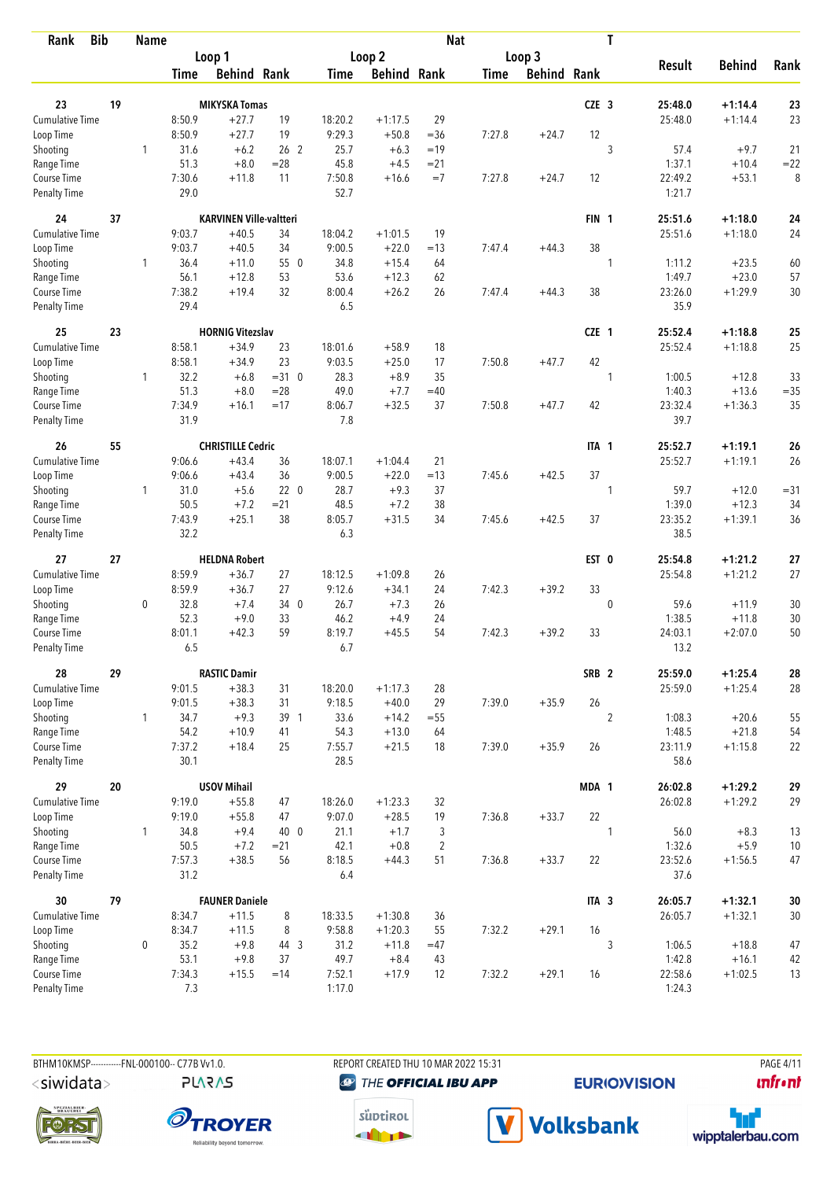| Rank | Bib | Name | | Loop 1 Time | Behind | Rank | Loop 2 Time | Behind | Rank | Loop 3 Time | Behind | Rank | Nat | T | Result | Behind | Rank |
|---|---|---|---|---|---|---|---|---|---|---|---|---|---|---|---|---|---|
| 23 | 19 | MIKYSKA Tomas | | | | | | | | | | | CZE | 3 | 25:48.0 | +1:14.4 | 23 |
| | | Cumulative Time | | 8:50.9 | +27.7 | 19 | 18:20.2 | +1:17.5 | 29 | | | | | | 25:48.0 | +1:14.4 | 23 |
| | | Loop Time | | 8:50.9 | +27.7 | 19 | 9:29.3 | +50.8 | =36 | 7:27.8 | +24.7 | 12 | | | | | |
| | | Shooting | 1 | 31.6 | +6.2 | 26 2 | 25.7 | +6.3 | =19 | | | | | 3 | 57.4 | +9.7 | 21 |
| | | Range Time | | 51.3 | +8.0 | =28 | 45.8 | +4.5 | =21 | | | | | | 1:37.1 | +10.4 | =22 |
| | | Course Time | | 7:30.6 | +11.8 | 11 | 7:50.8 | +16.6 | =7 | 7:27.8 | +24.7 | 12 | | | 22:49.2 | +53.1 | 8 |
| | | Penalty Time | | 29.0 | | | 52.7 | | | | | | | | 1:21.7 | | |
| 24 | 37 | KARVINEN Ville-valtteri | | | | | | | | | | | FIN | 1 | 25:51.6 | +1:18.0 | 24 |
| | | Cumulative Time | | 9:03.7 | +40.5 | 34 | 18:04.2 | +1:01.5 | 19 | | | | | | 25:51.6 | +1:18.0 | 24 |
| | | Loop Time | | 9:03.7 | +40.5 | 34 | 9:00.5 | +22.0 | =13 | 7:47.4 | +44.3 | 38 | | | | | |
| | | Shooting | 1 | 36.4 | +11.0 | 55 0 | 34.8 | +15.4 | 64 | | | | | 1 | 1:11.2 | +23.5 | 60 |
| | | Range Time | | 56.1 | +12.8 | 53 | 53.6 | +12.3 | 62 | | | | | | 1:49.7 | +23.0 | 57 |
| | | Course Time | | 7:38.2 | +19.4 | 32 | 8:00.4 | +26.2 | 26 | 7:47.4 | +44.3 | 38 | | | 23:26.0 | +1:29.9 | 30 |
| | | Penalty Time | | 29.4 | | | 6.5 | | | | | | | | 35.9 | | |
| 25 | 23 | HORNIG Vitezslav | | | | | | | | | | | CZE | 1 | 25:52.4 | +1:18.8 | 25 |
| | | Cumulative Time | | 8:58.1 | +34.9 | 23 | 18:01.6 | +58.9 | 18 | | | | | | 25:52.4 | +1:18.8 | 25 |
| | | Loop Time | | 8:58.1 | +34.9 | 23 | 9:03.5 | +25.0 | 17 | 7:50.8 | +47.7 | 42 | | | | | |
| | | Shooting | 1 | 32.2 | +6.8 | =31 0 | 28.3 | +8.9 | 35 | | | | | 1 | 1:00.5 | +12.8 | 33 |
| | | Range Time | | 51.3 | +8.0 | =28 | 49.0 | +7.7 | =40 | | | | | | 1:40.3 | +13.6 | =35 |
| | | Course Time | | 7:34.9 | +16.1 | =17 | 8:06.7 | +32.5 | 37 | 7:50.8 | +47.7 | 42 | | | 23:32.4 | +1:36.3 | 35 |
| | | Penalty Time | | 31.9 | | | 7.8 | | | | | | | | 39.7 | | |
| 26 | 55 | CHRISTILLE Cedric | | | | | | | | | | | ITA | 1 | 25:52.7 | +1:19.1 | 26 |
| | | Cumulative Time | | 9:06.6 | +43.4 | 36 | 18:07.1 | +1:04.4 | 21 | | | | | | 25:52.7 | +1:19.1 | 26 |
| | | Loop Time | | 9:06.6 | +43.4 | 36 | 9:00.5 | +22.0 | =13 | 7:45.6 | +42.5 | 37 | | | | | |
| | | Shooting | 1 | 31.0 | +5.6 | 22 0 | 28.7 | +9.3 | 37 | | | | | 1 | 59.7 | +12.0 | =31 |
| | | Range Time | | 50.5 | +7.2 | =21 | 48.5 | +7.2 | 38 | | | | | | 1:39.0 | +12.3 | 34 |
| | | Course Time | | 7:43.9 | +25.1 | 38 | 8:05.7 | +31.5 | 34 | 7:45.6 | +42.5 | 37 | | | 23:35.2 | +1:39.1 | 36 |
| | | Penalty Time | | 32.2 | | | 6.3 | | | | | | | | 38.5 | | |
| 27 | 27 | HELDNA Robert | | | | | | | | | | | EST | 0 | 25:54.8 | +1:21.2 | 27 |
| | | Cumulative Time | | 8:59.9 | +36.7 | 27 | 18:12.5 | +1:09.8 | 26 | | | | | | 25:54.8 | +1:21.2 | 27 |
| | | Loop Time | | 8:59.9 | +36.7 | 27 | 9:12.6 | +34.1 | 24 | 7:42.3 | +39.2 | 33 | | | | | |
| | | Shooting | 0 | 32.8 | +7.4 | 34 0 | 26.7 | +7.3 | 26 | | | | | 0 | 59.6 | +11.9 | 30 |
| | | Range Time | | 52.3 | +9.0 | 33 | 46.2 | +4.9 | 24 | | | | | | 1:38.5 | +11.8 | 30 |
| | | Course Time | | 8:01.1 | +42.3 | 59 | 8:19.7 | +45.5 | 54 | 7:42.3 | +39.2 | 33 | | | 24:03.1 | +2:07.0 | 50 |
| | | Penalty Time | | 6.5 | | | 6.7 | | | | | | | | 13.2 | | |
| 28 | 29 | RASTIC Damir | | | | | | | | | | | SRB | 2 | 25:59.0 | +1:25.4 | 28 |
| | | Cumulative Time | | 9:01.5 | +38.3 | 31 | 18:20.0 | +1:17.3 | 28 | | | | | | 25:59.0 | +1:25.4 | 28 |
| | | Loop Time | | 9:01.5 | +38.3 | 31 | 9:18.5 | +40.0 | 29 | 7:39.0 | +35.9 | 26 | | | | | |
| | | Shooting | 1 | 34.7 | +9.3 | 39 1 | 33.6 | +14.2 | =55 | | | | | 2 | 1:08.3 | +20.6 | 55 |
| | | Range Time | | 54.2 | +10.9 | 41 | 54.3 | +13.0 | 64 | | | | | | 1:48.5 | +21.8 | 54 |
| | | Course Time | | 7:37.2 | +18.4 | 25 | 7:55.7 | +21.5 | 18 | 7:39.0 | +35.9 | 26 | | | 23:11.9 | +1:15.8 | 22 |
| | | Penalty Time | | 30.1 | | | 28.5 | | | | | | | | 58.6 | | |
| 29 | 20 | USOV Mihail | | | | | | | | | | | MDA | 1 | 26:02.8 | +1:29.2 | 29 |
| | | Cumulative Time | | 9:19.0 | +55.8 | 47 | 18:26.0 | +1:23.3 | 32 | | | | | | 26:02.8 | +1:29.2 | 29 |
| | | Loop Time | | 9:19.0 | +55.8 | 47 | 9:07.0 | +28.5 | 19 | 7:36.8 | +33.7 | 22 | | | | | |
| | | Shooting | 1 | 34.8 | +9.4 | 40 0 | 21.1 | +1.7 | 3 | | | | | 1 | 56.0 | +8.3 | 13 |
| | | Range Time | | 50.5 | +7.2 | =21 | 42.1 | +0.8 | 2 | | | | | | 1:32.6 | +5.9 | 10 |
| | | Course Time | | 7:57.3 | +38.5 | 56 | 8:18.5 | +44.3 | 51 | 7:36.8 | +33.7 | 22 | | | 23:52.6 | +1:56.5 | 47 |
| | | Penalty Time | | 31.2 | | | 6.4 | | | | | | | | 37.6 | | |
| 30 | 79 | FAUNER Daniele | | | | | | | | | | | ITA | 3 | 26:05.7 | +1:32.1 | 30 |
| | | Cumulative Time | | 8:34.7 | +11.5 | 8 | 18:33.5 | +1:30.8 | 36 | | | | | | 26:05.7 | +1:32.1 | 30 |
| | | Loop Time | | 8:34.7 | +11.5 | 8 | 9:58.8 | +1:20.3 | 55 | 7:32.2 | +29.1 | 16 | | | | | |
| | | Shooting | 0 | 35.2 | +9.8 | 44 3 | 31.2 | +11.8 | =47 | | | | | 3 | 1:06.5 | +18.8 | 47 |
| | | Range Time | | 53.1 | +9.8 | 37 | 49.7 | +8.4 | 43 | | | | | | 1:42.8 | +16.1 | 42 |
| | | Course Time | | 7:34.3 | +15.5 | =14 | 7:52.1 | +17.9 | 12 | 7:32.2 | +29.1 | 16 | | | 22:58.6 | +1:02.5 | 13 |
| | | Penalty Time | | 7.3 | | | 1:17.0 | | | | | | | | 1:24.3 | | |

BTHM10KMSP-----------FNL-000100-- C77B Vv1.0. REPORT CREATED THU 10 MAR 2022 15:31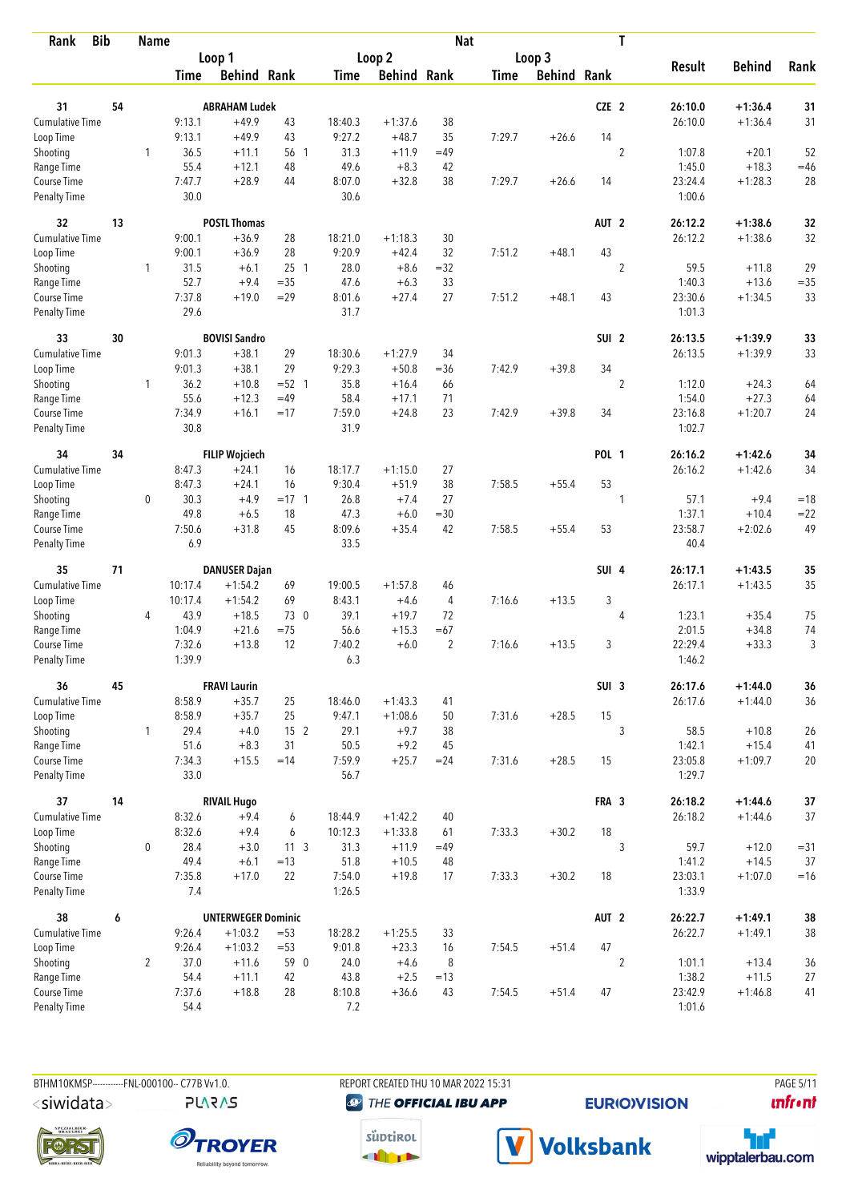| Rank | Bib | Name | | | | | | | Nat | | | T | | | |
|---|---|---|---|---|---|---|---|---|---|---|---|---|---|---|---|
| | | | Loop 1 | | | Loop 2 | | | Loop 3 | | | | | | |
| | | | Time | Behind | Rank | Time | Behind | Rank | Time | Behind | Rank | | Result | Behind | Rank |
| **31** | **54** | **ABRAHAM Ludek** | | | | | | | | | **CZE** | **2** | **26:10.0** | **+1:36.4** | **31** |
| Cumulative Time | | | 9:13.1 | +49.9 | 43 | 18:40.3 | +1:37.6 | 38 | | | | | 26:10.0 | +1:36.4 | 31 |
| Loop Time | | | 9:13.1 | +49.9 | 43 | 9:27.2 | +48.7 | 35 | 7:29.7 | +26.6 | 14 | | | | |
| Shooting | | 1 | 36.5 | +11.1 | 56 1 | 31.3 | +11.9 | =49 | | | | 2 | 1:07.8 | +20.1 | 52 |
| Range Time | | | 55.4 | +12.1 | 48 | 49.6 | +8.3 | 42 | | | | | 1:45.0 | +18.3 | =46 |
| Course Time | | | 7:47.7 | +28.9 | 44 | 8:07.0 | +32.8 | 38 | 7:29.7 | +26.6 | 14 | | 23:24.4 | +1:28.3 | 28 |
| Penalty Time | | | 30.0 | | | 30.6 | | | | | | | 1:00.6 | | |
| **32** | **13** | **POSTL Thomas** | | | | | | | | | **AUT** | **2** | **26:12.2** | **+1:38.6** | **32** |
| Cumulative Time | | | 9:00.1 | +36.9 | 28 | 18:21.0 | +1:18.3 | 30 | | | | | 26:12.2 | +1:38.6 | 32 |
| Loop Time | | | 9:00.1 | +36.9 | 28 | 9:20.9 | +42.4 | 32 | 7:51.2 | +48.1 | 43 | | | | |
| Shooting | | 1 | 31.5 | +6.1 | 25 1 | 28.0 | +8.6 | =32 | | | | 2 | 59.5 | +11.8 | 29 |
| Range Time | | | 52.7 | +9.4 | =35 | 47.6 | +6.3 | 33 | | | | | 1:40.3 | +13.6 | =35 |
| Course Time | | | 7:37.8 | +19.0 | =29 | 8:01.6 | +27.4 | 27 | 7:51.2 | +48.1 | 43 | | 23:30.6 | +1:34.5 | 33 |
| Penalty Time | | | 29.6 | | | 31.7 | | | | | | | 1:01.3 | | |
| **33** | **30** | **BOVISI Sandro** | | | | | | | | | **SUI** | **2** | **26:13.5** | **+1:39.9** | **33** |
| Cumulative Time | | | 9:01.3 | +38.1 | 29 | 18:30.6 | +1:27.9 | 34 | | | | | 26:13.5 | +1:39.9 | 33 |
| Loop Time | | | 9:01.3 | +38.1 | 29 | 9:29.3 | +50.8 | =36 | 7:42.9 | +39.8 | 34 | | | | |
| Shooting | | 1 | 36.2 | +10.8 | =52 1 | 35.8 | +16.4 | 66 | | | | 2 | 1:12.0 | +24.3 | 64 |
| Range Time | | | 55.6 | +12.3 | =49 | 58.4 | +17.1 | 71 | | | | | 1:54.0 | +27.3 | 64 |
| Course Time | | | 7:34.9 | +16.1 | =17 | 7:59.0 | +24.8 | 23 | 7:42.9 | +39.8 | 34 | | 23:16.8 | +1:20.7 | 24 |
| Penalty Time | | | 30.8 | | | 31.9 | | | | | | | 1:02.7 | | |
| **34** | **34** | **FILIP Wojciech** | | | | | | | | | **POL** | **1** | **26:16.2** | **+1:42.6** | **34** |
| Cumulative Time | | | 8:47.3 | +24.1 | 16 | 18:17.7 | +1:15.0 | 27 | | | | | 26:16.2 | +1:42.6 | 34 |
| Loop Time | | | 8:47.3 | +24.1 | 16 | 9:30.4 | +51.9 | 38 | 7:58.5 | +55.4 | 53 | | | | |
| Shooting | | 0 | 30.3 | +4.9 | =17 1 | 26.8 | +7.4 | 27 | | | | 1 | 57.1 | +9.4 | =18 |
| Range Time | | | 49.8 | +6.5 | 18 | 47.3 | +6.0 | =30 | | | | | 1:37.1 | +10.4 | =22 |
| Course Time | | | 7:50.6 | +31.8 | 45 | 8:09.6 | +35.4 | 42 | 7:58.5 | +55.4 | 53 | | 23:58.7 | +2:02.6 | 49 |
| Penalty Time | | | 6.9 | | | 33.5 | | | | | | | 40.4 | | |
| **35** | **71** | **DANUSER Dajan** | | | | | | | | | **SUI** | **4** | **26:17.1** | **+1:43.5** | **35** |
| Cumulative Time | | | 10:17.4 | +1:54.2 | 69 | 19:00.5 | +1:57.8 | 46 | | | | | 26:17.1 | +1:43.5 | 35 |
| Loop Time | | | 10:17.4 | +1:54.2 | 69 | 8:43.1 | +4.6 | 4 | 7:16.6 | +13.5 | 3 | | | | |
| Shooting | | 4 | 43.9 | +18.5 | 73 0 | 39.1 | +19.7 | 72 | | | | 4 | 1:23.1 | +35.4 | 75 |
| Range Time | | | 1:04.9 | +21.6 | =75 | 56.6 | +15.3 | =67 | | | | | 2:01.5 | +34.8 | 74 |
| Course Time | | | 7:32.6 | +13.8 | 12 | 7:40.2 | +6.0 | 2 | 7:16.6 | +13.5 | 3 | | 22:29.4 | +33.3 | 3 |
| Penalty Time | | | 1:39.9 | | | 6.3 | | | | | | | 1:46.2 | | |
| **36** | **45** | **FRAVI Laurin** | | | | | | | | | **SUI** | **3** | **26:17.6** | **+1:44.0** | **36** |
| Cumulative Time | | | 8:58.9 | +35.7 | 25 | 18:46.0 | +1:43.3 | 41 | | | | | 26:17.6 | +1:44.0 | 36 |
| Loop Time | | | 8:58.9 | +35.7 | 25 | 9:47.1 | +1:08.6 | 50 | 7:31.6 | +28.5 | 15 | | | | |
| Shooting | | 1 | 29.4 | +4.0 | 15 2 | 29.1 | +9.7 | 38 | | | | 3 | 58.5 | +10.8 | 26 |
| Range Time | | | 51.6 | +8.3 | 31 | 50.5 | +9.2 | 45 | | | | | 1:42.1 | +15.4 | 41 |
| Course Time | | | 7:34.3 | +15.5 | =14 | 7:59.9 | +25.7 | =24 | 7:31.6 | +28.5 | 15 | | 23:05.8 | +1:09.7 | 20 |
| Penalty Time | | | 33.0 | | | 56.7 | | | | | | | 1:29.7 | | |
| **37** | **14** | **RIVAIL Hugo** | | | | | | | | | **FRA** | **3** | **26:18.2** | **+1:44.6** | **37** |
| Cumulative Time | | | 8:32.6 | +9.4 | 6 | 18:44.9 | +1:42.2 | 40 | | | | | 26:18.2 | +1:44.6 | 37 |
| Loop Time | | | 8:32.6 | +9.4 | 6 | 10:12.3 | +1:33.8 | 61 | 7:33.3 | +30.2 | 18 | | | | |
| Shooting | | 0 | 28.4 | +3.0 | 11 3 | 31.3 | +11.9 | =49 | | | | 3 | 59.7 | +12.0 | =31 |
| Range Time | | | 49.4 | +6.1 | =13 | 51.8 | +10.5 | 48 | | | | | 1:41.2 | +14.5 | 37 |
| Course Time | | | 7:35.8 | +17.0 | 22 | 7:54.0 | +19.8 | 17 | 7:33.3 | +30.2 | 18 | | 23:03.1 | +1:07.0 | =16 |
| Penalty Time | | | 7.4 | | | 1:26.5 | | | | | | | 1:33.9 | | |
| **38** | **6** | **UNTERWEGER Dominic** | | | | | | | | | **AUT** | **2** | **26:22.7** | **+1:49.1** | **38** |
| Cumulative Time | | | 9:26.4 | +1:03.2 | =53 | 18:28.2 | +1:25.5 | 33 | | | | | 26:22.7 | +1:49.1 | 38 |
| Loop Time | | | 9:26.4 | +1:03.2 | =53 | 9:01.8 | +23.3 | 16 | 7:54.5 | +51.4 | 47 | | | | |
| Shooting | | 2 | 37.0 | +11.6 | 59 0 | 24.0 | +4.6 | 8 | | | | 2 | 1:01.1 | +13.4 | 36 |
| Range Time | | | 54.4 | +11.1 | 42 | 43.8 | +2.5 | =13 | | | | | 1:38.2 | +11.5 | 27 |
| Course Time | | | 7:37.6 | +18.8 | 28 | 8:10.8 | +36.6 | 43 | 7:54.5 | +51.4 | 47 | | 23:42.9 | +1:46.8 | 41 |
| Penalty Time | | | 54.4 | | | 7.2 | | | | | | | 1:01.6 | | |

BTHM10KMSP-----------FNL-000100-- C77B Vv1.0. REPORT CREATED THU 10 MAR 2022 15:31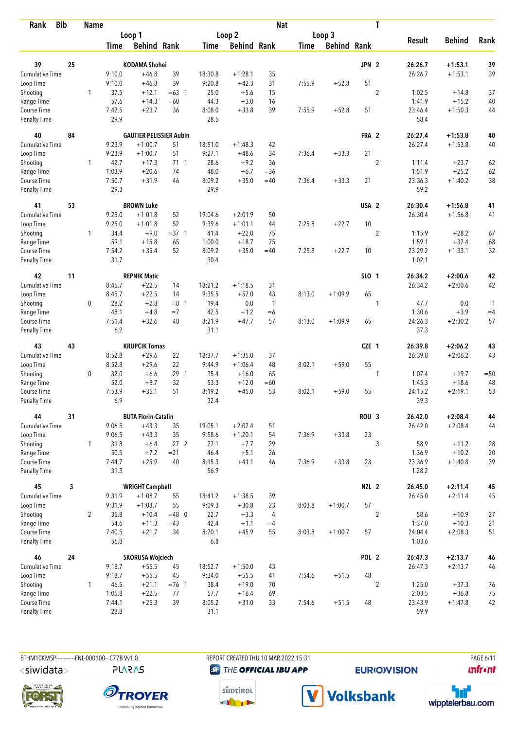| Rank | Bib | Name | | | | | | | Nat | | | T | | | |
|---|---|---|---|---|---|---|---|---|---|---|---|---|---|---|---|
| | | | Loop 1 | | | Loop 2 | | | Loop 3 | | | | | | |
| | | | Time | Behind | Rank | Time | Behind | Rank | Time | Behind | Rank | | Result | Behind | Rank |
| **39** | **25** | **KODAMA Shohei** | | | | | | | | | | **JPN 2** | **26:26.7** | **+1:53.1** | **39** |
| Cumulative Time | | | 9:10.0 | +46.8 | 39 | 18:30.8 | +1:28.1 | 35 | | | | | 26:26.7 | +1:53.1 | 39 |
| Loop Time | | | 9:10.0 | +46.8 | 39 | 9:20.8 | +42.3 | 31 | 7:55.9 | +52.8 | 51 | | | | |
| Shooting | | 1 | 37.5 | +12.1 | =63 1 | 25.0 | +5.6 | 15 | | | | 2 | 1:02.5 | +14.8 | 37 |
| Range Time | | | 57.6 | +14.3 | =60 | 44.3 | +3.0 | 16 | | | | | 1:41.9 | +15.2 | 40 |
| Course Time | | | 7:42.5 | +23.7 | 36 | 8:08.0 | +33.8 | 39 | 7:55.9 | +52.8 | 51 | | 23:46.4 | +1:50.3 | 44 |
| Penalty Time | | | 29.9 | | | 28.5 | | | | | | | 58.4 | | |
| **40** | **84** | **GAUTIER PELISSIER Aubin** | | | | | | | | | | **FRA 2** | **26:27.4** | **+1:53.8** | **40** |
| Cumulative Time | | | 9:23.9 | +1:00.7 | 51 | 18:51.0 | +1:48.3 | 42 | | | | | 26:27.4 | +1:53.8 | 40 |
| Loop Time | | | 9:23.9 | +1:00.7 | 51 | 9:27.1 | +48.6 | 34 | 7:36.4 | +33.3 | 21 | | | | |
| Shooting | | 1 | 42.7 | +17.3 | 71 1 | 28.6 | +9.2 | 36 | | | | 2 | 1:11.4 | +23.7 | 62 |
| Range Time | | | 1:03.9 | +20.6 | 74 | 48.0 | +6.7 | =36 | | | | | 1:51.9 | +25.2 | 62 |
| Course Time | | | 7:50.7 | +31.9 | 46 | 8:09.2 | +35.0 | =40 | 7:36.4 | +33.3 | 21 | | 23:36.3 | +1:40.2 | 38 |
| Penalty Time | | | 29.3 | | | 29.9 | | | | | | | 59.2 | | |
| **41** | **53** | **BROWN Luke** | | | | | | | | | | **USA 2** | **26:30.4** | **+1:56.8** | **41** |
| Cumulative Time | | | 9:25.0 | +1:01.8 | 52 | 19:04.6 | +2:01.9 | 50 | | | | | 26:30.4 | +1:56.8 | 41 |
| Loop Time | | | 9:25.0 | +1:01.8 | 52 | 9:39.6 | +1:01.1 | 44 | 7:25.8 | +22.7 | 10 | | | | |
| Shooting | | 1 | 34.4 | +9.0 | =37 1 | 41.4 | +22.0 | 75 | | | | 2 | 1:15.9 | +28.2 | 67 |
| Range Time | | | 59.1 | +15.8 | 65 | 1:00.0 | +18.7 | 75 | | | | | 1:59.1 | +32.4 | 68 |
| Course Time | | | 7:54.2 | +35.4 | 52 | 8:09.2 | +35.0 | =40 | 7:25.8 | +22.7 | 10 | | 23:29.2 | +1:33.1 | 32 |
| Penalty Time | | | 31.7 | | | 30.4 | | | | | | | 1:02.1 | | |
| **42** | **11** | **REPNIK Matic** | | | | | | | | | | **SLO 1** | **26:34.2** | **+2:00.6** | **42** |
| Cumulative Time | | | 8:45.7 | +22.5 | 14 | 18:21.2 | +1:18.5 | 31 | | | | | 26:34.2 | +2:00.6 | 42 |
| Loop Time | | | 8:45.7 | +22.5 | 14 | 9:35.5 | +57.0 | 43 | 8:13.0 | +1:09.9 | 65 | | | | |
| Shooting | | 0 | 28.2 | +2.8 | =8 1 | 19.4 | 0.0 | 1 | | | | 1 | 47.7 | 0.0 | 1 |
| Range Time | | | 48.1 | +4.8 | =7 | 42.5 | +1.2 | =6 | | | | | 1:30.6 | +3.9 | =4 |
| Course Time | | | 7:51.4 | +32.6 | 48 | 8:21.9 | +47.7 | 57 | 8:13.0 | +1:09.9 | 65 | | 24:26.3 | +2:30.2 | 57 |
| Penalty Time | | | 6.2 | | | 31.1 | | | | | | | 37.3 | | |
| **43** | **43** | **KRUPCIK Tomas** | | | | | | | | | | **CZE 1** | **26:39.8** | **+2:06.2** | **43** |
| Cumulative Time | | | 8:52.8 | +29.6 | 22 | 18:37.7 | +1:35.0 | 37 | | | | | 26:39.8 | +2:06.2 | 43 |
| Loop Time | | | 8:52.8 | +29.6 | 22 | 9:44.9 | +1:06.4 | 48 | 8:02.1 | +59.0 | 55 | | | | |
| Shooting | | 0 | 32.0 | +6.6 | 29 1 | 35.4 | +16.0 | 65 | | | | 1 | 1:07.4 | +19.7 | =50 |
| Range Time | | | 52.0 | +8.7 | 32 | 53.3 | +12.0 | =60 | | | | | 1:45.3 | +18.6 | 48 |
| Course Time | | | 7:53.9 | +35.1 | 51 | 8:19.2 | +45.0 | 53 | 8:02.1 | +59.0 | 55 | | 24:15.2 | +2:19.1 | 53 |
| Penalty Time | | | 6.9 | | | 32.4 | | | | | | | 39.3 | | |
| **44** | **31** | **BUTA Florin-Catalin** | | | | | | | | | | **ROU 3** | **26:42.0** | **+2:08.4** | **44** |
| Cumulative Time | | | 9:06.5 | +43.3 | 35 | 19:05.1 | +2:02.4 | 51 | | | | | 26:42.0 | +2:08.4 | 44 |
| Loop Time | | | 9:06.5 | +43.3 | 35 | 9:58.6 | +1:20.1 | 54 | 7:36.9 | +33.8 | 23 | | | | |
| Shooting | | 1 | 31.8 | +6.4 | 27 2 | 27.1 | +7.7 | 29 | | | | 3 | 58.9 | +11.2 | 28 |
| Range Time | | | 50.5 | +7.2 | =21 | 46.4 | +5.1 | 26 | | | | | 1:36.9 | +10.2 | 20 |
| Course Time | | | 7:44.7 | +25.9 | 40 | 8:15.3 | +41.1 | 46 | 7:36.9 | +33.8 | 23 | | 23:36.9 | +1:40.8 | 39 |
| Penalty Time | | | 31.3 | | | 56.9 | | | | | | | 1:28.2 | | |
| **45** | **3** | **WRIGHT Campbell** | | | | | | | | | | **NZL 2** | **26:45.0** | **+2:11.4** | **45** |
| Cumulative Time | | | 9:31.9 | +1:08.7 | 55 | 18:41.2 | +1:38.5 | 39 | | | | | 26:45.0 | +2:11.4 | 45 |
| Loop Time | | | 9:31.9 | +1:08.7 | 55 | 9:09.3 | +30.8 | 23 | 8:03.8 | +1:00.7 | 57 | | | | |
| Shooting | | 2 | 35.8 | +10.4 | =48 0 | 22.7 | +3.3 | 4 | | | | 2 | 58.6 | +10.9 | 27 |
| Range Time | | | 54.6 | +11.3 | =43 | 42.4 | +1.1 | =4 | | | | | 1:37.0 | +10.3 | 21 |
| Course Time | | | 7:40.5 | +21.7 | 34 | 8:20.1 | +45.9 | 55 | 8:03.8 | +1:00.7 | 57 | | 24:04.4 | +2:08.3 | 51 |
| Penalty Time | | | 56.8 | | | 6.8 | | | | | | | 1:03.6 | | |
| **46** | **24** | **SKORUSA Wojciech** | | | | | | | | | | **POL 2** | **26:47.3** | **+2:13.7** | **46** |
| Cumulative Time | | | 9:18.7 | +55.5 | 45 | 18:52.7 | +1:50.0 | 43 | | | | | 26:47.3 | +2:13.7 | 46 |
| Loop Time | | | 9:18.7 | +55.5 | 45 | 9:34.0 | +55.5 | 41 | 7:54.6 | +51.5 | 48 | | | | |
| Shooting | | 1 | 46.5 | +21.1 | =76 1 | 38.4 | +19.0 | 70 | | | | 2 | 1:25.0 | +37.3 | 76 |
| Range Time | | | 1:05.8 | +22.5 | 77 | 57.7 | +16.4 | 69 | | | | | 2:03.5 | +36.8 | 75 |
| Course Time | | | 7:44.1 | +25.3 | 39 | 8:05.2 | +31.0 | 33 | 7:54.6 | +51.5 | 48 | | 23:43.9 | +1:47.8 | 42 |
| Penalty Time | | | 28.8 | | | 31.1 | | | | | | | 59.9 | | |

BTHM10KMSP-----------FNL-000100-- C77B Vv1.0. REPORT CREATED THU 10 MAR 2022 15:31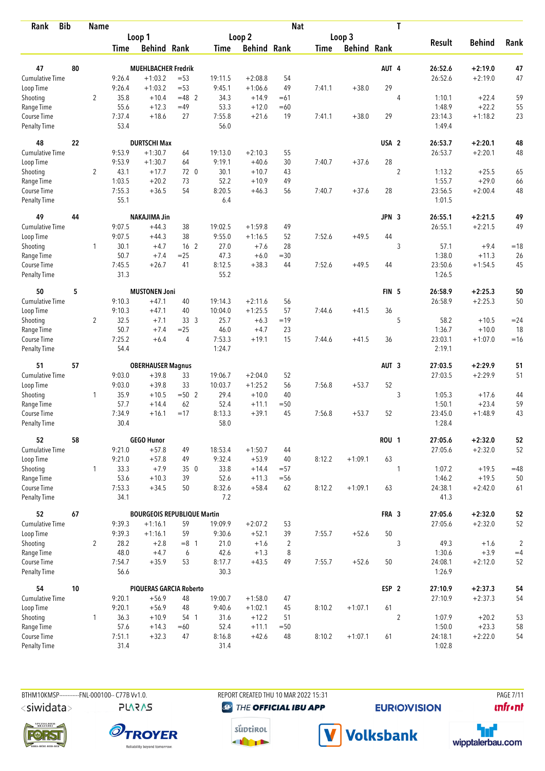| Rank | Bib | Name | | | | | | Nat | | | T | | | |
|---|---|---|---|---|---|---|---|---|---|---|---|---|---|---|
| | | | Loop 1 | | | Loop 2 | | | Loop 3 | | | | | |
| | | | Time | Behind | Rank | Time | Behind | Rank | Time | Behind | Rank | Result | Behind | Rank |
| **47** | **80** | **MUEHLBACHER Fredrik** | | | | | | | | | **AUT 4** | **26:52.6** | **+2:19.0** | **47** |
| Cumulative Time | | | 9:26.4 | +1:03.2 | =53 | 19:11.5 | +2:08.8 | 54 | | | | 26:52.6 | +2:19.0 | 47 |
| Loop Time | | | 9:26.4 | +1:03.2 | =53 | 9:45.1 | +1:06.6 | 49 | 7:41.1 | +38.0 | 29 | | | |
| Shooting | | 2 | 35.8 | +10.4 | =48 2 | 34.3 | +14.9 | =61 | | | 4 | 1:10.1 | +22.4 | 59 |
| Range Time | | | 55.6 | +12.3 | =49 | 53.3 | +12.0 | =60 | | | | 1:48.9 | +22.2 | 55 |
| Course Time | | | 7:37.4 | +18.6 | 27 | 7:55.8 | +21.6 | 19 | 7:41.1 | +38.0 | 29 | 23:14.3 | +1:18.2 | 23 |
| Penalty Time | | | 53.4 | | | 56.0 | | | | | | 1:49.4 | | |
| **48** | **22** | **DURTSCHI Max** | | | | | | | | | **USA 2** | **26:53.7** | **+2:20.1** | **48** |
| Cumulative Time | | | 9:53.9 | +1:30.7 | 64 | 19:13.0 | +2:10.3 | 55 | | | | 26:53.7 | +2:20.1 | 48 |
| Loop Time | | | 9:53.9 | +1:30.7 | 64 | 9:19.1 | +40.6 | 30 | 7:40.7 | +37.6 | 28 | | | |
| Shooting | | 2 | 43.1 | +17.7 | 72 0 | 30.1 | +10.7 | 43 | | | 2 | 1:13.2 | +25.5 | 65 |
| Range Time | | | 1:03.5 | +20.2 | 73 | 52.2 | +10.9 | 49 | | | | 1:55.7 | +29.0 | 66 |
| Course Time | | | 7:55.3 | +36.5 | 54 | 8:20.5 | +46.3 | 56 | 7:40.7 | +37.6 | 28 | 23:56.5 | +2:00.4 | 48 |
| Penalty Time | | | 55.1 | | | 6.4 | | | | | | 1:01.5 | | |
| **49** | **44** | **NAKAJIMA Jin** | | | | | | | | | **JPN 3** | **26:55.1** | **+2:21.5** | **49** |
| Cumulative Time | | | 9:07.5 | +44.3 | 38 | 19:02.5 | +1:59.8 | 49 | | | | 26:55.1 | +2:21.5 | 49 |
| Loop Time | | | 9:07.5 | +44.3 | 38 | 9:55.0 | +1:16.5 | 52 | 7:52.6 | +49.5 | 44 | | | |
| Shooting | | 1 | 30.1 | +4.7 | 16 2 | 27.0 | +7.6 | 28 | | | 3 | 57.1 | +9.4 | =18 |
| Range Time | | | 50.7 | +7.4 | =25 | 47.3 | +6.0 | =30 | | | | 1:38.0 | +11.3 | 26 |
| Course Time | | | 7:45.5 | +26.7 | 41 | 8:12.5 | +38.3 | 44 | 7:52.6 | +49.5 | 44 | 23:50.6 | +1:54.5 | 45 |
| Penalty Time | | | 31.3 | | | 55.2 | | | | | | 1:26.5 | | |
| **50** | **5** | **MUSTONEN Joni** | | | | | | | | | **FIN 5** | **26:58.9** | **+2:25.3** | **50** |
| Cumulative Time | | | 9:10.3 | +47.1 | 40 | 19:14.3 | +2:11.6 | 56 | | | | 26:58.9 | +2:25.3 | 50 |
| Loop Time | | | 9:10.3 | +47.1 | 40 | 10:04.0 | +1:25.5 | 57 | 7:44.6 | +41.5 | 36 | | | |
| Shooting | | 2 | 32.5 | +7.1 | 33 3 | 25.7 | +6.3 | =19 | | | 5 | 58.2 | +10.5 | =24 |
| Range Time | | | 50.7 | +7.4 | =25 | 46.0 | +4.7 | 23 | | | | 1:36.7 | +10.0 | 18 |
| Course Time | | | 7:25.2 | +6.4 | 4 | 7:53.3 | +19.1 | 15 | 7:44.6 | +41.5 | 36 | 23:03.1 | +1:07.0 | =16 |
| Penalty Time | | | 54.4 | | | 1:24.7 | | | | | | 2:19.1 | | |
| **51** | **57** | **OBERHAUSER Magnus** | | | | | | | | | **AUT 3** | **27:03.5** | **+2:29.9** | **51** |
| Cumulative Time | | | 9:03.0 | +39.8 | 33 | 19:06.7 | +2:04.0 | 52 | | | | 27:03.5 | +2:29.9 | 51 |
| Loop Time | | | 9:03.0 | +39.8 | 33 | 10:03.7 | +1:25.2 | 56 | 7:56.8 | +53.7 | 52 | | | |
| Shooting | | 1 | 35.9 | +10.5 | =50 2 | 29.4 | +10.0 | 40 | | | 3 | 1:05.3 | +17.6 | 44 |
| Range Time | | | 57.7 | +14.4 | 62 | 52.4 | +11.1 | =50 | | | | 1:50.1 | +23.4 | 59 |
| Course Time | | | 7:34.9 | +16.1 | =17 | 8:13.3 | +39.1 | 45 | 7:56.8 | +53.7 | 52 | 23:45.0 | +1:48.9 | 43 |
| Penalty Time | | | 30.4 | | | 58.0 | | | | | | 1:28.4 | | |
| **52** | **58** | **GEGO Hunor** | | | | | | | | | **ROU 1** | **27:05.6** | **+2:32.0** | **52** |
| Cumulative Time | | | 9:21.0 | +57.8 | 49 | 18:53.4 | +1:50.7 | 44 | | | | 27:05.6 | +2:32.0 | 52 |
| Loop Time | | | 9:21.0 | +57.8 | 49 | 9:32.4 | +53.9 | 40 | 8:12.2 | +1:09.1 | 63 | | | |
| Shooting | | 1 | 33.3 | +7.9 | 35 0 | 33.8 | +14.4 | =57 | | | 1 | 1:07.2 | +19.5 | =48 |
| Range Time | | | 53.6 | +10.3 | 39 | 52.6 | +11.3 | =56 | | | | 1:46.2 | +19.5 | 50 |
| Course Time | | | 7:53.3 | +34.5 | 50 | 8:32.6 | +58.4 | 62 | 8:12.2 | +1:09.1 | 63 | 24:38.1 | +2:42.0 | 61 |
| Penalty Time | | | 34.1 | | | 7.2 | | | | | | 41.3 | | |
| **52** | **67** | **BOURGEOIS REPUBLIQUE Martin** | | | | | | | | | **FRA 3** | **27:05.6** | **+2:32.0** | **52** |
| Cumulative Time | | | 9:39.3 | +1:16.1 | 59 | 19:09.9 | +2:07.2 | 53 | | | | 27:05.6 | +2:32.0 | 52 |
| Loop Time | | | 9:39.3 | +1:16.1 | 59 | 9:30.6 | +52.1 | 39 | 7:55.7 | +52.6 | 50 | | | |
| Shooting | | 2 | 28.2 | +2.8 | =8 1 | 21.0 | +1.6 | 2 | | | 3 | 49.3 | +1.6 | 2 |
| Range Time | | | 48.0 | +4.7 | 6 | 42.6 | +1.3 | 8 | | | | 1:30.6 | +3.9 | =4 |
| Course Time | | | 7:54.7 | +35.9 | 53 | 8:17.7 | +43.5 | 49 | 7:55.7 | +52.6 | 50 | 24:08.1 | +2:12.0 | 52 |
| Penalty Time | | | 56.6 | | | 30.3 | | | | | | 1:26.9 | | |
| **54** | **10** | **PIQUERAS GARCIA Roberto** | | | | | | | | | **ESP 2** | **27:10.9** | **+2:37.3** | **54** |
| Cumulative Time | | | 9:20.1 | +56.9 | 48 | 19:00.7 | +1:58.0 | 47 | | | | 27:10.9 | +2:37.3 | 54 |
| Loop Time | | | 9:20.1 | +56.9 | 48 | 9:40.6 | +1:02.1 | 45 | 8:10.2 | +1:07.1 | 61 | | | |
| Shooting | | 1 | 36.3 | +10.9 | 54 1 | 31.6 | +12.2 | 51 | | | 2 | 1:07.9 | +20.2 | 53 |
| Range Time | | | 57.6 | +14.3 | =60 | 52.4 | +11.1 | =50 | | | | 1:50.0 | +23.3 | 58 |
| Course Time | | | 7:51.1 | +32.3 | 47 | 8:16.8 | +42.6 | 48 | 8:10.2 | +1:07.1 | 61 | 24:18.1 | +2:22.0 | 54 |
| Penalty Time | | | 31.4 | | | 31.4 | | | | | | 1:02.8 | | |

BTHM10KMSP-----------FNL-000100-- C77B Vv1.0. REPORT CREATED THU 10 MAR 2022 15:31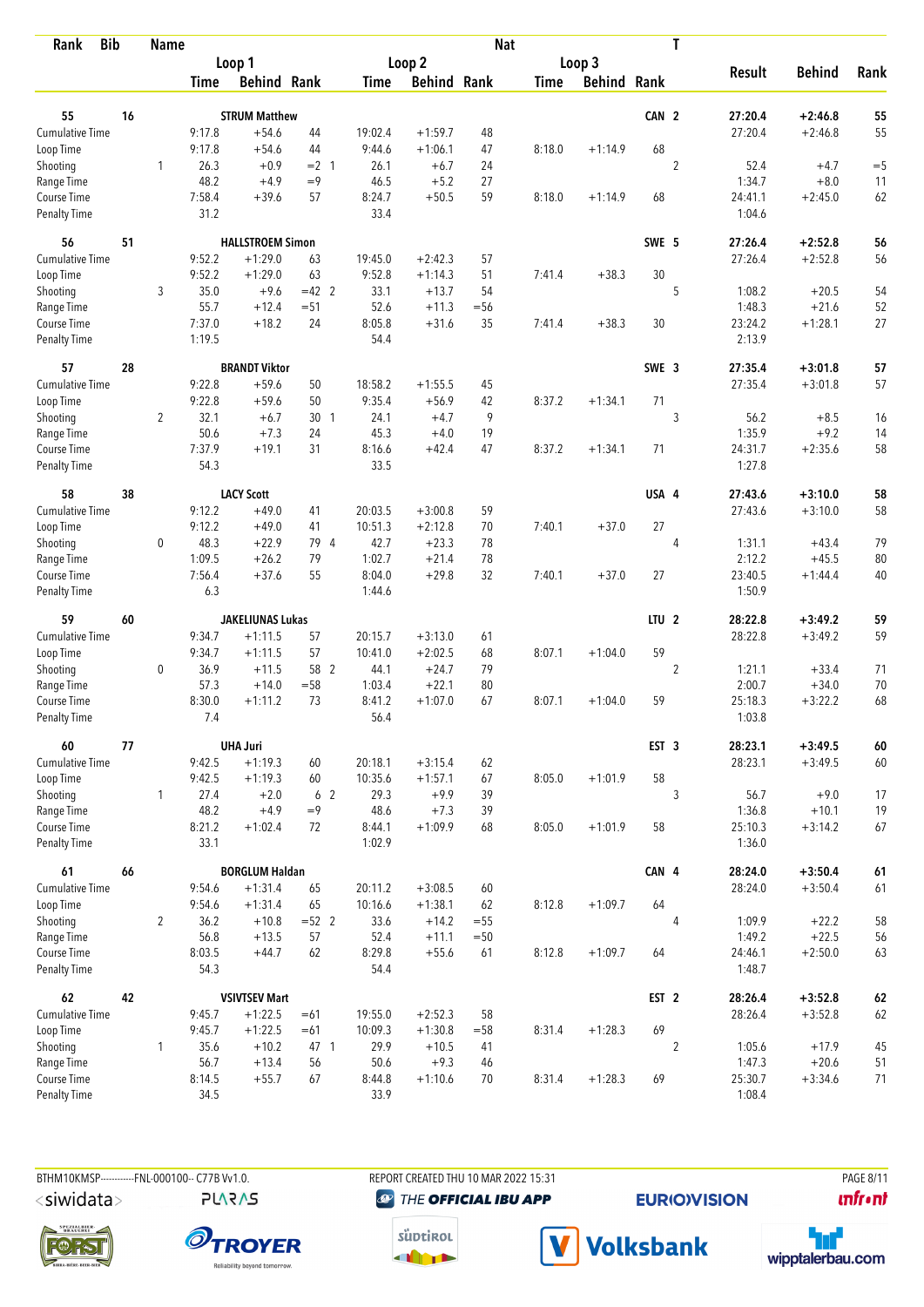| Rank | Bib | | Name | | | | | | Nat | | | | T | | | |
|---|---|---|---|---|---|---|---|---|---|---|---|---|---|---|---|---|
| | | | Loop 1 | | | Loop 2 | | | Loop 3 | | | | | Result | Behind | Rank |
| | | | Time | Behind | Rank | Time | Behind | Rank | Time | Behind | Rank | | | | | |
| **55** | **16** | | **STRUM Matthew** | | | | | | | | | **CAN** | **2** | **27:20.4** | **+2:46.8** | **55** |
| Cumulative Time | | | 9:17.8 | +54.6 | 44 | 19:02.4 | +1:59.7 | 48 | | | | | | 27:20.4 | +2:46.8 | 55 |
| Loop Time | | | 9:17.8 | +54.6 | 44 | 9:44.6 | +1:06.1 | 47 | 8:18.0 | +1:14.9 | 68 | | | | | |
| Shooting | | 1 | 26.3 | +0.9 | =2 1 | 26.1 | +6.7 | 24 | | | | | 2 | 52.4 | +4.7 | =5 |
| Range Time | | | 48.2 | +4.9 | =9 | 46.5 | +5.2 | 27 | | | | | | 1:34.7 | +8.0 | 11 |
| Course Time | | | 7:58.4 | +39.6 | 57 | 8:24.7 | +50.5 | 59 | 8:18.0 | +1:14.9 | 68 | | | 24:41.1 | +2:45.0 | 62 |
| Penalty Time | | | 31.2 | | | 33.4 | | | | | | | | 1:04.6 | | |
| **56** | **51** | | **HALLSTROEM Simon** | | | | | | | | | **SWE** | **5** | **27:26.4** | **+2:52.8** | **56** |
| Cumulative Time | | | 9:52.2 | +1:29.0 | 63 | 19:45.0 | +2:42.3 | 57 | | | | | | 27:26.4 | +2:52.8 | 56 |
| Loop Time | | | 9:52.2 | +1:29.0 | 63 | 9:52.8 | +1:14.3 | 51 | 7:41.4 | +38.3 | 30 | | | | | |
| Shooting | | 3 | 35.0 | +9.6 | =42 2 | 33.1 | +13.7 | 54 | | | | | 5 | 1:08.2 | +20.5 | 54 |
| Range Time | | | 55.7 | +12.4 | =51 | 52.6 | +11.3 | =56 | | | | | | 1:48.3 | +21.6 | 52 |
| Course Time | | | 7:37.0 | +18.2 | 24 | 8:05.8 | +31.6 | 35 | 7:41.4 | +38.3 | 30 | | | 23:24.2 | +1:28.1 | 27 |
| Penalty Time | | | 1:19.5 | | | 54.4 | | | | | | | | 2:13.9 | | |
| **57** | **28** | | **BRANDT Viktor** | | | | | | | | | **SWE** | **3** | **27:35.4** | **+3:01.8** | **57** |
| Cumulative Time | | | 9:22.8 | +59.6 | 50 | 18:58.2 | +1:55.5 | 45 | | | | | | 27:35.4 | +3:01.8 | 57 |
| Loop Time | | | 9:22.8 | +59.6 | 50 | 9:35.4 | +56.9 | 42 | 8:37.2 | +1:34.1 | 71 | | | | | |
| Shooting | | 2 | 32.1 | +6.7 | 30 1 | 24.1 | +4.7 | 9 | | | | | 3 | 56.2 | +8.5 | 16 |
| Range Time | | | 50.6 | +7.3 | 24 | 45.3 | +4.0 | 19 | | | | | | 1:35.9 | +9.2 | 14 |
| Course Time | | | 7:37.9 | +19.1 | 31 | 8:16.6 | +42.4 | 47 | 8:37.2 | +1:34.1 | 71 | | | 24:31.7 | +2:35.6 | 58 |
| Penalty Time | | | 54.3 | | | 33.5 | | | | | | | | 1:27.8 | | |
| **58** | **38** | | **LACY Scott** | | | | | | | | | **USA** | **4** | **27:43.6** | **+3:10.0** | **58** |
| Cumulative Time | | | 9:12.2 | +49.0 | 41 | 20:03.5 | +3:00.8 | 59 | | | | | | 27:43.6 | +3:10.0 | 58 |
| Loop Time | | | 9:12.2 | +49.0 | 41 | 10:51.3 | +2:12.8 | 70 | 7:40.1 | +37.0 | 27 | | | | | |
| Shooting | | 0 | 48.3 | +22.9 | 79 4 | 42.7 | +23.3 | 78 | | | | | 4 | 1:31.1 | +43.4 | 79 |
| Range Time | | | 1:09.5 | +26.2 | 79 | 1:02.7 | +21.4 | 78 | | | | | | 2:12.2 | +45.5 | 80 |
| Course Time | | | 7:56.4 | +37.6 | 55 | 8:04.0 | +29.8 | 32 | 7:40.1 | +37.0 | 27 | | | 23:40.5 | +1:44.4 | 40 |
| Penalty Time | | | 6.3 | | | 1:44.6 | | | | | | | | 1:50.9 | | |
| **59** | **60** | | **JAKELIUNAS Lukas** | | | | | | | | | **LTU** | **2** | **28:22.8** | **+3:49.2** | **59** |
| Cumulative Time | | | 9:34.7 | +1:11.5 | 57 | 20:15.7 | +3:13.0 | 61 | | | | | | 28:22.8 | +3:49.2 | 59 |
| Loop Time | | | 9:34.7 | +1:11.5 | 57 | 10:41.0 | +2:02.5 | 68 | 8:07.1 | +1:04.0 | 59 | | | | | |
| Shooting | | 0 | 36.9 | +11.5 | 58 2 | 44.1 | +24.7 | 79 | | | | | 2 | 1:21.1 | +33.4 | 71 |
| Range Time | | | 57.3 | +14.0 | =58 | 1:03.4 | +22.1 | 80 | | | | | | 2:00.7 | +34.0 | 70 |
| Course Time | | | 8:30.0 | +1:11.2 | 73 | 8:41.2 | +1:07.0 | 67 | 8:07.1 | +1:04.0 | 59 | | | 25:18.3 | +3:22.2 | 68 |
| Penalty Time | | | 7.4 | | | 56.4 | | | | | | | | 1:03.8 | | |
| **60** | **77** | | **UHA Juri** | | | | | | | | | **EST** | **3** | **28:23.1** | **+3:49.5** | **60** |
| Cumulative Time | | | 9:42.5 | +1:19.3 | 60 | 20:18.1 | +3:15.4 | 62 | | | | | | 28:23.1 | +3:49.5 | 60 |
| Loop Time | | | 9:42.5 | +1:19.3 | 60 | 10:35.6 | +1:57.1 | 67 | 8:05.0 | +1:01.9 | 58 | | | | | |
| Shooting | | 1 | 27.4 | +2.0 | 6 2 | 29.3 | +9.9 | 39 | | | | | 3 | 56.7 | +9.0 | 17 |
| Range Time | | | 48.2 | +4.9 | =9 | 48.6 | +7.3 | 39 | | | | | | 1:36.8 | +10.1 | 19 |
| Course Time | | | 8:21.2 | +1:02.4 | 72 | 8:44.1 | +1:09.9 | 68 | 8:05.0 | +1:01.9 | 58 | | | 25:10.3 | +3:14.2 | 67 |
| Penalty Time | | | 33.1 | | | 1:02.9 | | | | | | | | 1:36.0 | | |
| **61** | **66** | | **BORGLUM Haldan** | | | | | | | | | **CAN** | **4** | **28:24.0** | **+3:50.4** | **61** |
| Cumulative Time | | | 9:54.6 | +1:31.4 | 65 | 20:11.2 | +3:08.5 | 60 | | | | | | 28:24.0 | +3:50.4 | 61 |
| Loop Time | | | 9:54.6 | +1:31.4 | 65 | 10:16.6 | +1:38.1 | 62 | 8:12.8 | +1:09.7 | 64 | | | | | |
| Shooting | | 2 | 36.2 | +10.8 | =52 2 | 33.6 | +14.2 | =55 | | | | | 4 | 1:09.9 | +22.2 | 58 |
| Range Time | | | 56.8 | +13.5 | 57 | 52.4 | +11.1 | =50 | | | | | | 1:49.2 | +22.5 | 56 |
| Course Time | | | 8:03.5 | +44.7 | 62 | 8:29.8 | +55.6 | 61 | 8:12.8 | +1:09.7 | 64 | | | 24:46.1 | +2:50.0 | 63 |
| Penalty Time | | | 54.3 | | | 54.4 | | | | | | | | 1:48.7 | | |
| **62** | **42** | | **VSIVTSEV Mart** | | | | | | | | | **EST** | **2** | **28:26.4** | **+3:52.8** | **62** |
| Cumulative Time | | | 9:45.7 | +1:22.5 | =61 | 19:55.0 | +2:52.3 | 58 | | | | | | 28:26.4 | +3:52.8 | 62 |
| Loop Time | | | 9:45.7 | +1:22.5 | =61 | 10:09.3 | +1:30.8 | =58 | 8:31.4 | +1:28.3 | 69 | | | | | |
| Shooting | | 1 | 35.6 | +10.2 | 47 1 | 29.9 | +10.5 | 41 | | | | | 2 | 1:05.6 | +17.9 | 45 |
| Range Time | | | 56.7 | +13.4 | 56 | 50.6 | +9.3 | 46 | | | | | | 1:47.3 | +20.6 | 51 |
| Course Time | | | 8:14.5 | +55.7 | 67 | 8:44.8 | +1:10.6 | 70 | 8:31.4 | +1:28.3 | 69 | | | 25:30.7 | +3:34.6 | 71 |
| Penalty Time | | | 34.5 | | | 33.9 | | | | | | | | 1:08.4 | | |

BTHM10KMSP-----------FNL-000100-- C77B Vv1.0. REPORT CREATED THU 10 MAR 2022 15:31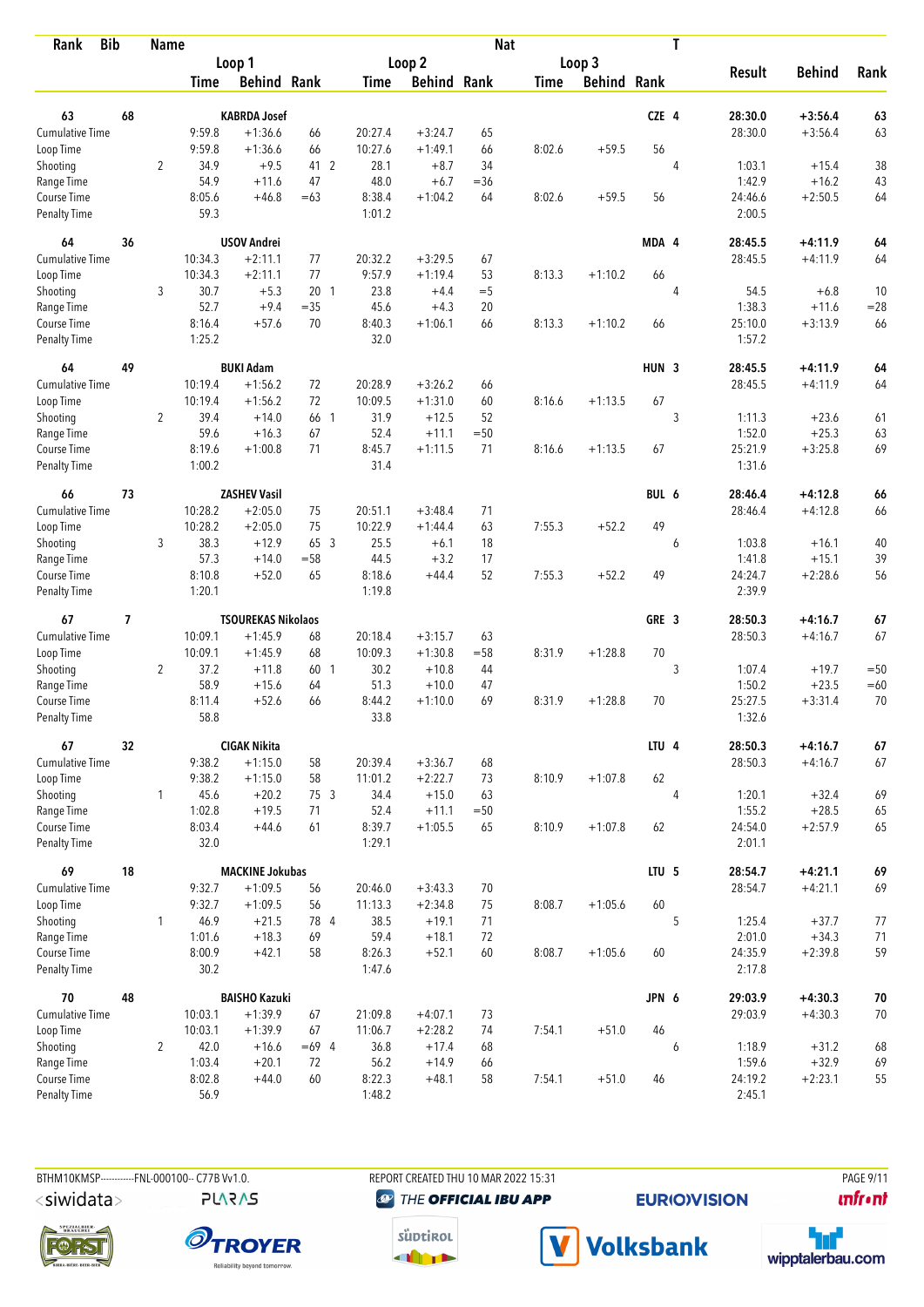| Rank | Bib | | Name | | | | | Nat | | | | T | | | |
|---|---|---|---|---|---|---|---|---|---|---|---|---|---|---|---|
| | | | Loop 1 | | | Loop 2 | | | Loop 3 | | | | Result | Behind | Rank |
| | | | Time | Behind | Rank | Time | Behind | Rank | Time | Behind | Rank | | | | |
| 63 | 68 | | KABRDA Josef | | | | | | | | CZE | 4 | 28:30.0 | +3:56.4 | 63 |
| Cumulative Time | | | 9:59.8 | +1:36.6 | 66 | 20:27.4 | +3:24.7 | 65 | | | | | 28:30.0 | +3:56.4 | 63 |
| Loop Time | | | 9:59.8 | +1:36.6 | 66 | 10:27.6 | +1:49.1 | 66 | 8:02.6 | +59.5 | 56 | | | | |
| Shooting | | 2 | 34.9 | +9.5 | 41 2 | 28.1 | +8.7 | 34 | | | | 4 | 1:03.1 | +15.4 | 38 |
| Range Time | | | 54.9 | +11.6 | 47 | 48.0 | +6.7 | =36 | | | | | 1:42.9 | +16.2 | 43 |
| Course Time | | | 8:05.6 | +46.8 | =63 | 8:38.4 | +1:04.2 | 64 | 8:02.6 | +59.5 | 56 | | 24:46.6 | +2:50.5 | 64 |
| Penalty Time | | | 59.3 | | | 1:01.2 | | | | | | | 2:00.5 | | |
| 64 | 36 | | USOV Andrei | | | | | | | | MDA | 4 | 28:45.5 | +4:11.9 | 64 |
| Cumulative Time | | | 10:34.3 | +2:11.1 | 77 | 20:32.2 | +3:29.5 | 67 | | | | | 28:45.5 | +4:11.9 | 64 |
| Loop Time | | | 10:34.3 | +2:11.1 | 77 | 9:57.9 | +1:19.4 | 53 | 8:13.3 | +1:10.2 | 66 | | | | |
| Shooting | | 3 | 30.7 | +5.3 | 20 1 | 23.8 | +4.4 | =5 | | | | 4 | 54.5 | +6.8 | 10 |
| Range Time | | | 52.7 | +9.4 | =35 | 45.6 | +4.3 | 20 | | | | | 1:38.3 | +11.6 | =28 |
| Course Time | | | 8:16.4 | +57.6 | 70 | 8:40.3 | +1:06.1 | 66 | 8:13.3 | +1:10.2 | 66 | | 25:10.0 | +3:13.9 | 66 |
| Penalty Time | | | 1:25.2 | | | 32.0 | | | | | | | 1:57.2 | | |
| 64 | 49 | | BUKI Adam | | | | | | | | HUN | 3 | 28:45.5 | +4:11.9 | 64 |
| Cumulative Time | | | 10:19.4 | +1:56.2 | 72 | 20:28.9 | +3:26.2 | 66 | | | | | 28:45.5 | +4:11.9 | 64 |
| Loop Time | | | 10:19.4 | +1:56.2 | 72 | 10:09.5 | +1:31.0 | 60 | 8:16.6 | +1:13.5 | 67 | | | | |
| Shooting | | 2 | 39.4 | +14.0 | 66 1 | 31.9 | +12.5 | 52 | | | | 3 | 1:11.3 | +23.6 | 61 |
| Range Time | | | 59.6 | +16.3 | 67 | 52.4 | +11.1 | =50 | | | | | 1:52.0 | +25.3 | 63 |
| Course Time | | | 8:19.6 | +1:00.8 | 71 | 8:45.7 | +1:11.5 | 71 | 8:16.6 | +1:13.5 | 67 | | 25:21.9 | +3:25.8 | 69 |
| Penalty Time | | | 1:00.2 | | | 31.4 | | | | | | | 1:31.6 | | |
| 66 | 73 | | ZASHEV Vasil | | | | | | | | BUL | 6 | 28:46.4 | +4:12.8 | 66 |
| Cumulative Time | | | 10:28.2 | +2:05.0 | 75 | 20:51.1 | +3:48.4 | 71 | | | | | 28:46.4 | +4:12.8 | 66 |
| Loop Time | | | 10:28.2 | +2:05.0 | 75 | 10:22.9 | +1:44.4 | 63 | 7:55.3 | +52.2 | 49 | | | | |
| Shooting | | 3 | 38.3 | +12.9 | 65 3 | 25.5 | +6.1 | 18 | | | | 6 | 1:03.8 | +16.1 | 40 |
| Range Time | | | 57.3 | +14.0 | =58 | 44.5 | +3.2 | 17 | | | | | 1:41.8 | +15.1 | 39 |
| Course Time | | | 8:10.8 | +52.0 | 65 | 8:18.6 | +44.4 | 52 | 7:55.3 | +52.2 | 49 | | 24:24.7 | +2:28.6 | 56 |
| Penalty Time | | | 1:20.1 | | | 1:19.8 | | | | | | | 2:39.9 | | |
| 67 | 7 | | TSOUREKAS Nikolaos | | | | | | | | GRE | 3 | 28:50.3 | +4:16.7 | 67 |
| Cumulative Time | | | 10:09.1 | +1:45.9 | 68 | 20:18.4 | +3:15.7 | 63 | | | | | 28:50.3 | +4:16.7 | 67 |
| Loop Time | | | 10:09.1 | +1:45.9 | 68 | 10:09.3 | +1:30.8 | =58 | 8:31.9 | +1:28.8 | 70 | | | | |
| Shooting | | 2 | 37.2 | +11.8 | 60 1 | 30.2 | +10.8 | 44 | | | | 3 | 1:07.4 | +19.7 | =50 |
| Range Time | | | 58.9 | +15.6 | 64 | 51.3 | +10.0 | 47 | | | | | 1:50.2 | +23.5 | =60 |
| Course Time | | | 8:11.4 | +52.6 | 66 | 8:44.2 | +1:10.0 | 69 | 8:31.9 | +1:28.8 | 70 | | 25:27.5 | +3:31.4 | 70 |
| Penalty Time | | | 58.8 | | | 33.8 | | | | | | | 1:32.6 | | |
| 67 | 32 | | CIGAK Nikita | | | | | | | | LTU | 4 | 28:50.3 | +4:16.7 | 67 |
| Cumulative Time | | | 9:38.2 | +1:15.0 | 58 | 20:39.4 | +3:36.7 | 68 | | | | | 28:50.3 | +4:16.7 | 67 |
| Loop Time | | | 9:38.2 | +1:15.0 | 58 | 11:01.2 | +2:22.7 | 73 | 8:10.9 | +1:07.8 | 62 | | | | |
| Shooting | | 1 | 45.6 | +20.2 | 75 3 | 34.4 | +15.0 | 63 | | | | 4 | 1:20.1 | +32.4 | 69 |
| Range Time | | | 1:02.8 | +19.5 | 71 | 52.4 | +11.1 | =50 | | | | | 1:55.2 | +28.5 | 65 |
| Course Time | | | 8:03.4 | +44.6 | 61 | 8:39.7 | +1:05.5 | 65 | 8:10.9 | +1:07.8 | 62 | | 24:54.0 | +2:57.9 | 65 |
| Penalty Time | | | 32.0 | | | 1:29.1 | | | | | | | 2:01.1 | | |
| 69 | 18 | | MACKINE Jokubas | | | | | | | | LTU | 5 | 28:54.7 | +4:21.1 | 69 |
| Cumulative Time | | | 9:32.7 | +1:09.5 | 56 | 20:46.0 | +3:43.3 | 70 | | | | | 28:54.7 | +4:21.1 | 69 |
| Loop Time | | | 9:32.7 | +1:09.5 | 56 | 11:13.3 | +2:34.8 | 75 | 8:08.7 | +1:05.6 | 60 | | | | |
| Shooting | | 1 | 46.9 | +21.5 | 78 4 | 38.5 | +19.1 | 71 | | | | 5 | 1:25.4 | +37.7 | 77 |
| Range Time | | | 1:01.6 | +18.3 | 69 | 59.4 | +18.1 | 72 | | | | | 2:01.0 | +34.3 | 71 |
| Course Time | | | 8:00.9 | +42.1 | 58 | 8:26.3 | +52.1 | 60 | 8:08.7 | +1:05.6 | 60 | | 24:35.9 | +2:39.8 | 59 |
| Penalty Time | | | 30.2 | | | 1:47.6 | | | | | | | 2:17.8 | | |
| 70 | 48 | | BAISHO Kazuki | | | | | | | | JPN | 6 | 29:03.9 | +4:30.3 | 70 |
| Cumulative Time | | | 10:03.1 | +1:39.9 | 67 | 21:09.8 | +4:07.1 | 73 | | | | | 29:03.9 | +4:30.3 | 70 |
| Loop Time | | | 10:03.1 | +1:39.9 | 67 | 11:06.7 | +2:28.2 | 74 | 7:54.1 | +51.0 | 46 | | | | |
| Shooting | | 2 | 42.0 | +16.6 | =69 4 | 36.8 | +17.4 | 68 | | | | 6 | 1:18.9 | +31.2 | 68 |
| Range Time | | | 1:03.4 | +20.1 | 72 | 56.2 | +14.9 | 66 | | | | | 1:59.6 | +32.9 | 69 |
| Course Time | | | 8:02.8 | +44.0 | 60 | 8:22.3 | +48.1 | 58 | 7:54.1 | +51.0 | 46 | | 24:19.2 | +2:23.1 | 55 |
| Penalty Time | | | 56.9 | | | 1:48.2 | | | | | | | 2:45.1 | | |

BTHM10KMSP-----------FNL-000100-- C77B Vv1.0. REPORT CREATED THU 10 MAR 2022 15:31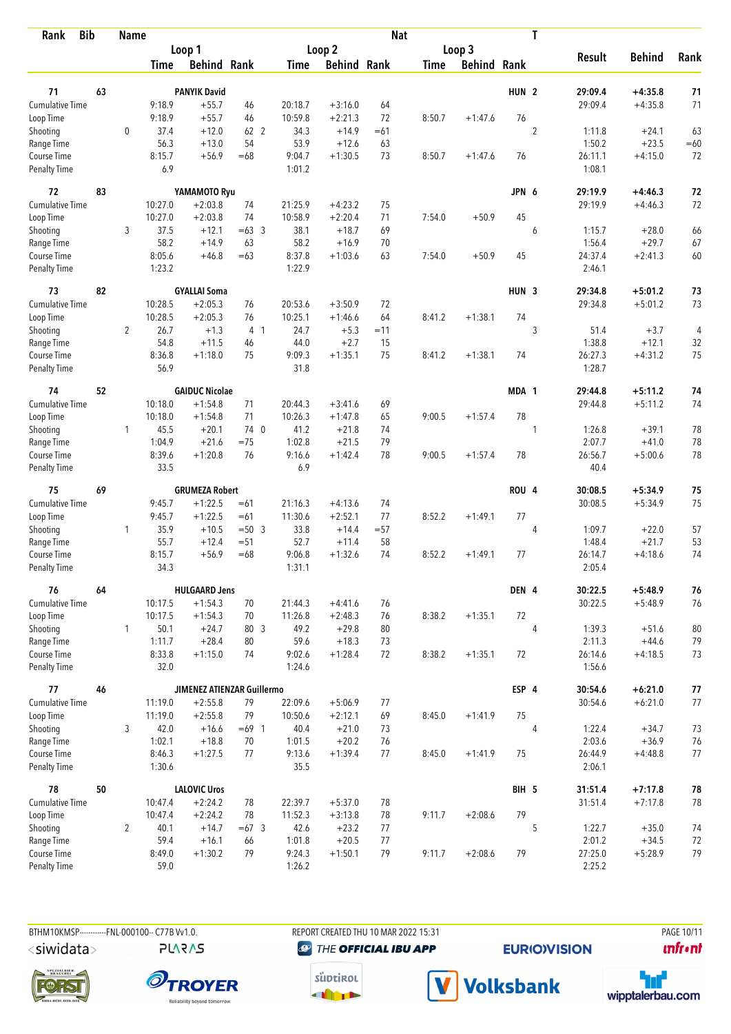| Rank | Bib | | Name | | | | | | Nat | | | | T | | | |
|---|---|---|---|---|---|---|---|---|---|---|---|---|---|---|---|---|
| | | | Loop 1 | | | Loop 2 | | | Loop 3 | | | | | Result | Behind | Rank |
| | | | Time | Behind | Rank | Time | Behind | Rank | Time | Behind | Rank | | | | | |
| **71** | **63** | | **PANYIK David** | | | | | | | | | **HUN** | **2** | **29:09.4** | **+4:35.8** | **71** |
| Cumulative Time | | | 9:18.9 | +55.7 | 46 | 20:18.7 | +3:16.0 | 64 | | | | | | 29:09.4 | +4:35.8 | 71 |
| Loop Time | | | 9:18.9 | +55.7 | 46 | 10:59.8 | +2:21.3 | 72 | 8:50.7 | +1:47.6 | 76 | | | | | |
| Shooting | | 0 | 37.4 | +12.0 | 62 2 | 34.3 | +14.9 | =61 | | | | | 2 | 1:11.8 | +24.1 | 63 |
| Range Time | | | 56.3 | +13.0 | 54 | 53.9 | +12.6 | 63 | | | | | | 1:50.2 | +23.5 | =60 |
| Course Time | | | 8:15.7 | +56.9 | =68 | 9:04.7 | +1:30.5 | 73 | 8:50.7 | +1:47.6 | 76 | | | 26:11.1 | +4:15.0 | 72 |
| Penalty Time | | | 6.9 | | | 1:01.2 | | | | | | | | 1:08.1 | | |
| **72** | **83** | | **YAMAMOTO Ryu** | | | | | | | | | **JPN** | **6** | **29:19.9** | **+4:46.3** | **72** |
| Cumulative Time | | | 10:27.0 | +2:03.8 | 74 | 21:25.9 | +4:23.2 | 75 | | | | | | 29:19.9 | +4:46.3 | 72 |
| Loop Time | | | 10:27.0 | +2:03.8 | 74 | 10:58.9 | +2:20.4 | 71 | 7:54.0 | +50.9 | 45 | | | | | |
| Shooting | | 3 | 37.5 | +12.1 | =63 3 | 38.1 | +18.7 | 69 | | | | | 6 | 1:15.7 | +28.0 | 66 |
| Range Time | | | 58.2 | +14.9 | 63 | 58.2 | +16.9 | 70 | | | | | | 1:56.4 | +29.7 | 67 |
| Course Time | | | 8:05.6 | +46.8 | =63 | 8:37.8 | +1:03.6 | 63 | 7:54.0 | +50.9 | 45 | | | 24:37.4 | +2:41.3 | 60 |
| Penalty Time | | | 1:23.2 | | | 1:22.9 | | | | | | | | 2:46.1 | | |
| **73** | **82** | | **GYALLAI Soma** | | | | | | | | | **HUN** | **3** | **29:34.8** | **+5:01.2** | **73** |
| Cumulative Time | | | 10:28.5 | +2:05.3 | 76 | 20:53.6 | +3:50.9 | 72 | | | | | | 29:34.8 | +5:01.2 | 73 |
| Loop Time | | | 10:28.5 | +2:05.3 | 76 | 10:25.1 | +1:46.6 | 64 | 8:41.2 | +1:38.1 | 74 | | | | | |
| Shooting | | 2 | 26.7 | +1.3 | 4 1 | 24.7 | +5.3 | =11 | | | | | 3 | 51.4 | +3.7 | 4 |
| Range Time | | | 54.8 | +11.5 | 46 | 44.0 | +2.7 | 15 | | | | | | 1:38.8 | +12.1 | 32 |
| Course Time | | | 8:36.8 | +1:18.0 | 75 | 9:09.3 | +1:35.1 | 75 | 8:41.2 | +1:38.1 | 74 | | | 26:27.3 | +4:31.2 | 75 |
| Penalty Time | | | 56.9 | | | 31.8 | | | | | | | | 1:28.7 | | |
| **74** | **52** | | **GAIDUC Nicolae** | | | | | | | | | **MDA** | **1** | **29:44.8** | **+5:11.2** | **74** |
| Cumulative Time | | | 10:18.0 | +1:54.8 | 71 | 20:44.3 | +3:41.6 | 69 | | | | | | 29:44.8 | +5:11.2 | 74 |
| Loop Time | | | 10:18.0 | +1:54.8 | 71 | 10:26.3 | +1:47.8 | 65 | 9:00.5 | +1:57.4 | 78 | | | | | |
| Shooting | | 1 | 45.5 | +20.1 | 74 0 | 41.2 | +21.8 | 74 | | | | | 1 | 1:26.8 | +39.1 | 78 |
| Range Time | | | 1:04.9 | +21.6 | =75 | 1:02.8 | +21.5 | 79 | | | | | | 2:07.7 | +41.0 | 78 |
| Course Time | | | 8:39.6 | +1:20.8 | 76 | 9:16.6 | +1:42.4 | 78 | 9:00.5 | +1:57.4 | 78 | | | 26:56.7 | +5:00.6 | 78 |
| Penalty Time | | | 33.5 | | | 6.9 | | | | | | | | 40.4 | | |
| **75** | **69** | | **GRUMEZA Robert** | | | | | | | | | **ROU** | **4** | **30:08.5** | **+5:34.9** | **75** |
| Cumulative Time | | | 9:45.7 | +1:22.5 | =61 | 21:16.3 | +4:13.6 | 74 | | | | | | 30:08.5 | +5:34.9 | 75 |
| Loop Time | | | 9:45.7 | +1:22.5 | =61 | 11:30.6 | +2:52.1 | 77 | 8:52.2 | +1:49.1 | 77 | | | | | |
| Shooting | | 1 | 35.9 | +10.5 | =50 3 | 33.8 | +14.4 | =57 | | | | | 4 | 1:09.7 | +22.0 | 57 |
| Range Time | | | 55.7 | +12.4 | =51 | 52.7 | +11.4 | 58 | | | | | | 1:48.4 | +21.7 | 53 |
| Course Time | | | 8:15.7 | +56.9 | =68 | 9:06.8 | +1:32.6 | 74 | 8:52.2 | +1:49.1 | 77 | | | 26:14.7 | +4:18.6 | 74 |
| Penalty Time | | | 34.3 | | | 1:31.1 | | | | | | | | 2:05.4 | | |
| **76** | **64** | | **HULGAARD Jens** | | | | | | | | | **DEN** | **4** | **30:22.5** | **+5:48.9** | **76** |
| Cumulative Time | | | 10:17.5 | +1:54.3 | 70 | 21:44.3 | +4:41.6 | 76 | | | | | | 30:22.5 | +5:48.9 | 76 |
| Loop Time | | | 10:17.5 | +1:54.3 | 70 | 11:26.8 | +2:48.3 | 76 | 8:38.2 | +1:35.1 | 72 | | | | | |
| Shooting | | 1 | 50.1 | +24.7 | 80 3 | 49.2 | +29.8 | 80 | | | | | 4 | 1:39.3 | +51.6 | 80 |
| Range Time | | | 1:11.7 | +28.4 | 80 | 59.6 | +18.3 | 73 | | | | | | 2:11.3 | +44.6 | 79 |
| Course Time | | | 8:33.8 | +1:15.0 | 74 | 9:02.6 | +1:28.4 | 72 | 8:38.2 | +1:35.1 | 72 | | | 26:14.6 | +4:18.5 | 73 |
| Penalty Time | | | 32.0 | | | 1:24.6 | | | | | | | | 1:56.6 | | |
| **77** | **46** | | **JIMENEZ ATIENZAR Guillermo** | | | | | | | | | **ESP** | **4** | **30:54.6** | **+6:21.0** | **77** |
| Cumulative Time | | | 11:19.0 | +2:55.8 | 79 | 22:09.6 | +5:06.9 | 77 | | | | | | 30:54.6 | +6:21.0 | 77 |
| Loop Time | | | 11:19.0 | +2:55.8 | 79 | 10:50.6 | +2:12.1 | 69 | 8:45.0 | +1:41.9 | 75 | | | | | |
| Shooting | | 3 | 42.0 | +16.6 | =69 1 | 40.4 | +21.0 | 73 | | | | | 4 | 1:22.4 | +34.7 | 73 |
| Range Time | | | 1:02.1 | +18.8 | 70 | 1:01.5 | +20.2 | 76 | | | | | | 2:03.6 | +36.9 | 76 |
| Course Time | | | 8:46.3 | +1:27.5 | 77 | 9:13.6 | +1:39.4 | 77 | 8:45.0 | +1:41.9 | 75 | | | 26:44.9 | +4:48.8 | 77 |
| Penalty Time | | | 1:30.6 | | | 35.5 | | | | | | | | 2:06.1 | | |
| **78** | **50** | | **LALOVIC Uros** | | | | | | | | | **BIH** | **5** | **31:51.4** | **+7:17.8** | **78** |
| Cumulative Time | | | 10:47.4 | +2:24.2 | 78 | 22:39.7 | +5:37.0 | 78 | | | | | | 31:51.4 | +7:17.8 | 78 |
| Loop Time | | | 10:47.4 | +2:24.2 | 78 | 11:52.3 | +3:13.8 | 78 | 9:11.7 | +2:08.6 | 79 | | | | | |
| Shooting | | 2 | 40.1 | +14.7 | =67 3 | 42.6 | +23.2 | 77 | | | | | 5 | 1:22.7 | +35.0 | 74 |
| Range Time | | | 59.4 | +16.1 | 66 | 1:01.8 | +20.5 | 77 | | | | | | 2:01.2 | +34.5 | 72 |
| Course Time | | | 8:49.0 | +1:30.2 | 79 | 9:24.3 | +1:50.1 | 79 | 9:11.7 | +2:08.6 | 79 | | | 27:25.0 | +5:28.9 | 79 |
| Penalty Time | | | 59.0 | | | 1:26.2 | | | | | | | | 2:25.2 | | |

BTHM10KMSP-----------FNL-000100-- C77B Vv1.0. REPORT CREATED THU 10 MAR 2022 15:31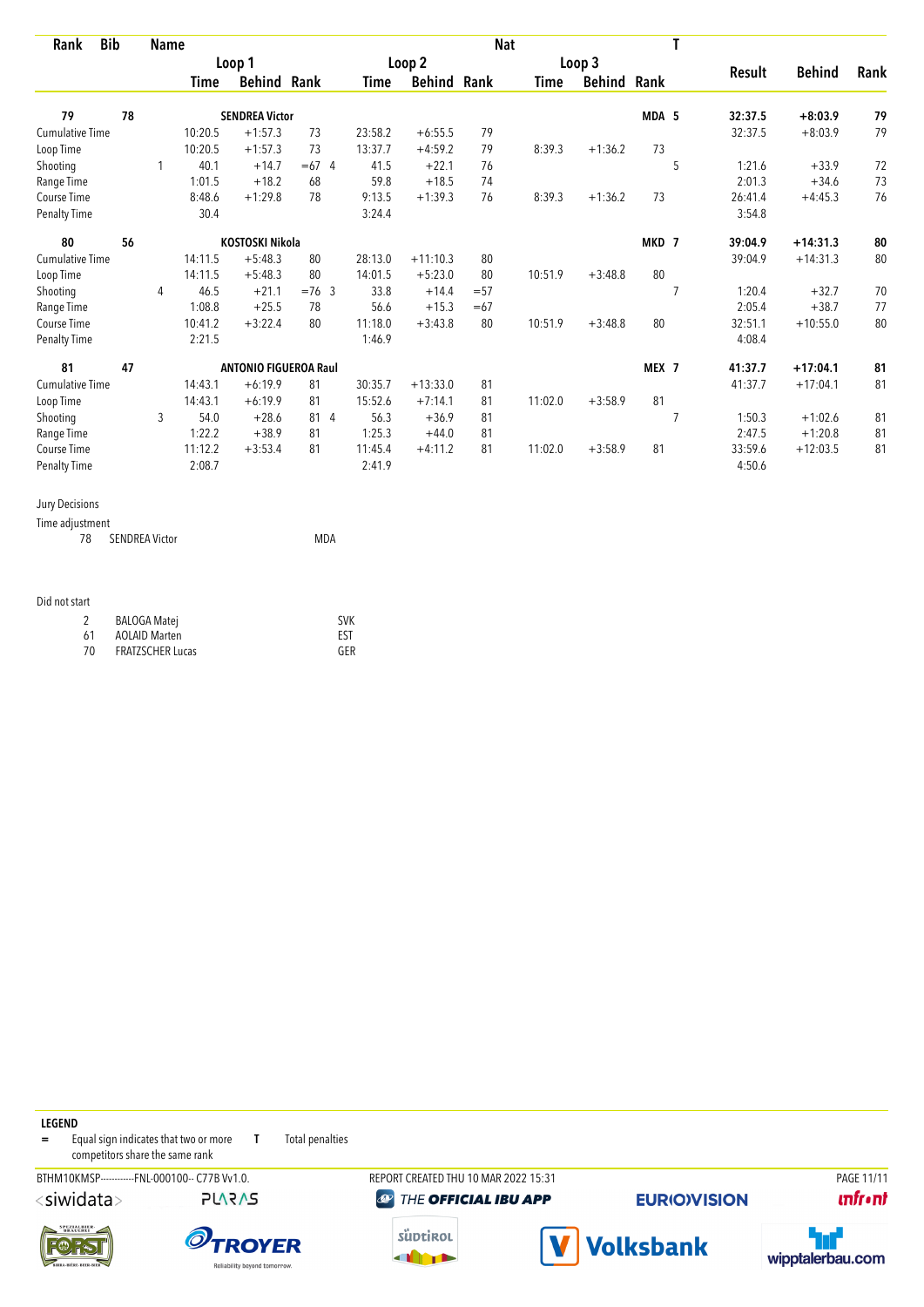| Rank | Bib | Name | | | | | | | | | Nat | | | T | Result | Behind | Rank |
|---|---|---|---|---|---|---|---|---|---|---|---|---|---|---|---|---|---|
| | | | Loop 1 | | | Loop 2 | | | Loop 3 | | | | | | | | |
| | | | Time | Behind | Rank | Time | Behind | Rank | Time | Behind | Rank | | | | | | |
| **79** | **78** | **SENDREA Victor** | | | | | | | | | | **MDA** | | **5** | **32:37.5** | **+8:03.9** | **79** |
| Cumulative Time | | | 10:20.5 | +1:57.3 | 73 | 23:58.2 | +6:55.5 | 79 | | | | | | | 32:37.5 | +8:03.9 | 79 |
| Loop Time | | | 10:20.5 | +1:57.3 | 73 | 13:37.7 | +4:59.2 | 79 | 8:39.3 | +1:36.2 | 73 | | | | | | |
| Shooting | | 1 | 40.1 | +14.7 | =67 4 | 41.5 | +22.1 | 76 | | | | | | 5 | 1:21.6 | +33.9 | 72 |
| Range Time | | | 1:01.5 | +18.2 | 68 | 59.8 | +18.5 | 74 | | | | | | | 2:01.3 | +34.6 | 73 |
| Course Time | | | 8:48.6 | +1:29.8 | 78 | 9:13.5 | +1:39.3 | 76 | 8:39.3 | +1:36.2 | 73 | | | | 26:41.4 | +4:45.3 | 76 |
| Penalty Time | | | 30.4 | | | 3:24.4 | | | | | | | | | 3:54.8 | | |
| **80** | **56** | **KOSTOSKI Nikola** | | | | | | | | | | **MKD** | | **7** | **39:04.9** | **+14:31.3** | **80** |
| Cumulative Time | | | 14:11.5 | +5:48.3 | 80 | 28:13.0 | +11:10.3 | 80 | | | | | | | 39:04.9 | +14:31.3 | 80 |
| Loop Time | | | 14:11.5 | +5:48.3 | 80 | 14:01.5 | +5:23.0 | 80 | 10:51.9 | +3:48.8 | 80 | | | | | | |
| Shooting | | 4 | 46.5 | +21.1 | =76 3 | 33.8 | +14.4 | =57 | | | | | | 7 | 1:20.4 | +32.7 | 70 |
| Range Time | | | 1:08.8 | +25.5 | 78 | 56.6 | +15.3 | =67 | | | | | | | 2:05.4 | +38.7 | 77 |
| Course Time | | | 10:41.2 | +3:22.4 | 80 | 11:18.0 | +3:43.8 | 80 | 10:51.9 | +3:48.8 | 80 | | | | 32:51.1 | +10:55.0 | 80 |
| Penalty Time | | | 2:21.5 | | | 1:46.9 | | | | | | | | | 4:08.4 | | |
| **81** | **47** | **ANTONIO FIGUEROA Raul** | | | | | | | | | | **MEX** | | **7** | **41:37.7** | **+17:04.1** | **81** |
| Cumulative Time | | | 14:43.1 | +6:19.9 | 81 | 30:35.7 | +13:33.0 | 81 | | | | | | | 41:37.7 | +17:04.1 | 81 |
| Loop Time | | | 14:43.1 | +6:19.9 | 81 | 15:52.6 | +7:14.1 | 81 | 11:02.0 | +3:58.9 | 81 | | | | | | |
| Shooting | | 3 | 54.0 | +28.6 | 81 4 | 56.3 | +36.9 | 81 | | | | | | 7 | 1:50.3 | +1:02.6 | 81 |
| Range Time | | | 1:22.2 | +38.9 | 81 | 1:25.3 | +44.0 | 81 | | | | | | | 2:47.5 | +1:20.8 | 81 |
| Course Time | | | 11:12.2 | +3:53.4 | 81 | 11:45.4 | +4:11.2 | 81 | 11:02.0 | +3:58.9 | 81 | | | | 33:59.6 | +12:03.5 | 81 |
| Penalty Time | | | 2:08.7 | | | 2:41.9 | | | | | | | | | 4:50.6 | | |

Jury Decisions

Time adjustment

| | | |
|---|---|---|
| 78 | SENDREA Victor | MDA |

Did not start

| | | |
|---|---|---|
| 2 | BALOGA Matej | SVK |
| 61 | AOLAID Marten | EST |
| 70 | FRATZSCHER Lucas | GER |

**LEGEND**

= Equal sign indicates that two or more competitors share the same rank

T Total penalties

BTHM10KMSP-----------FNL-000100-- C77B Vv1.0.

REPORT CREATED THU 10 MAR 2022 15:31